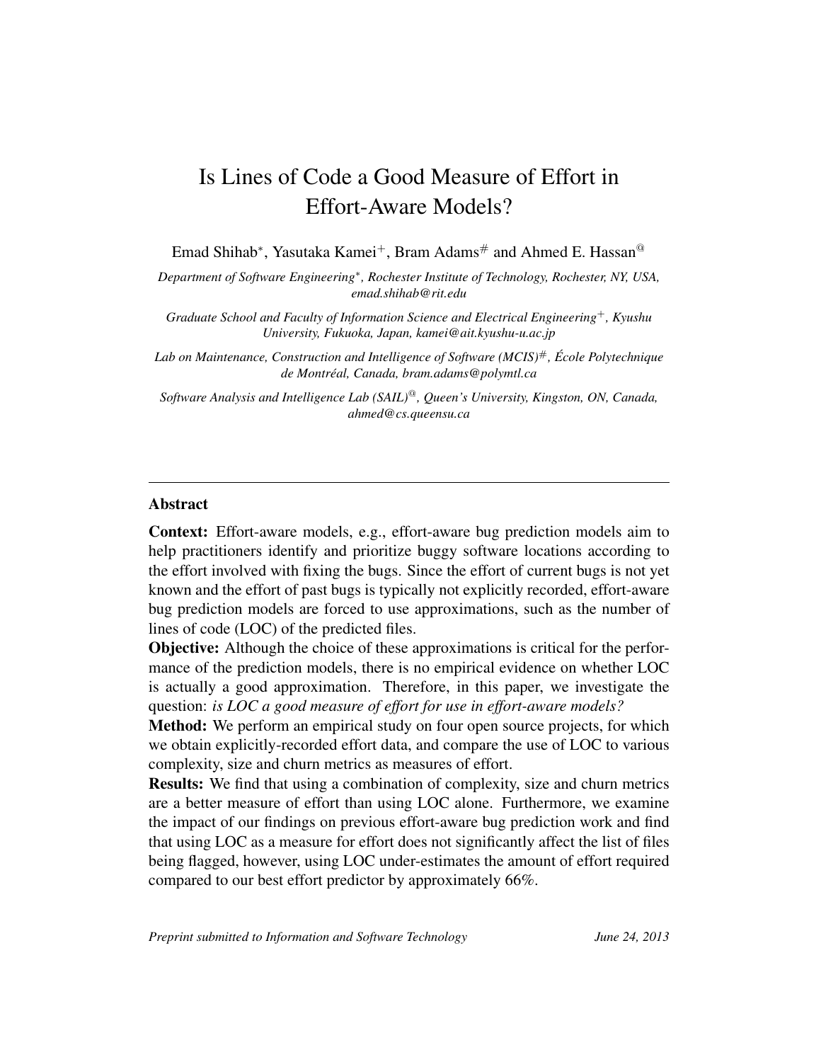# Is Lines of Code a Good Measure of Effort in Effort-Aware Models?

Emad Shihab[*], Yasutaka Kamei[+], Bram Adams[#] and Ahmed E. Hassan[@]

*Department of Software Engineering[*], Rochester Institute of Technology, Rochester, NY, USA, emad.shihab@rit.edu*

*Graduate School and Faculty of Information Science and Electrical Engineering[+], Kyushu University, Fukuoka, Japan, kamei@ait.kyushu-u.ac.jp*

*Lab on Maintenance, Construction and Intelligence of Software (MCIS)[#], École Polytechnique de Montréal, Canada, bram.adams@polymtl.ca*

*Software Analysis and Intelligence Lab (SAIL)[@], Queen's University, Kingston, ON, Canada, ahmed@cs.queensu.ca*

---

## Abstract

**Context:** Effort-aware models, e.g., effort-aware bug prediction models aim to help practitioners identify and prioritize buggy software locations according to the effort involved with fixing the bugs. Since the effort of current bugs is not yet known and the effort of past bugs is typically not explicitly recorded, effort-aware bug prediction models are forced to use approximations, such as the number of lines of code (LOC) of the predicted files.

**Objective:** Although the choice of these approximations is critical for the performance of the prediction models, there is no empirical evidence on whether LOC is actually a good approximation. Therefore, in this paper, we investigate the question: *is LOC a good measure of effort for use in effort-aware models?*

**Method:** We perform an empirical study on four open source projects, for which we obtain explicitly-recorded effort data, and compare the use of LOC to various complexity, size and churn metrics as measures of effort.

**Results:** We find that using a combination of complexity, size and churn metrics are a better measure of effort than using LOC alone. Furthermore, we examine the impact of our findings on previous effort-aware bug prediction work and find that using LOC as a measure for effort does not significantly affect the list of files being flagged, however, using LOC under-estimates the amount of effort required compared to our best effort predictor by approximately 66%.

*Preprint submitted to Information and Software Technology* *June 24, 2013*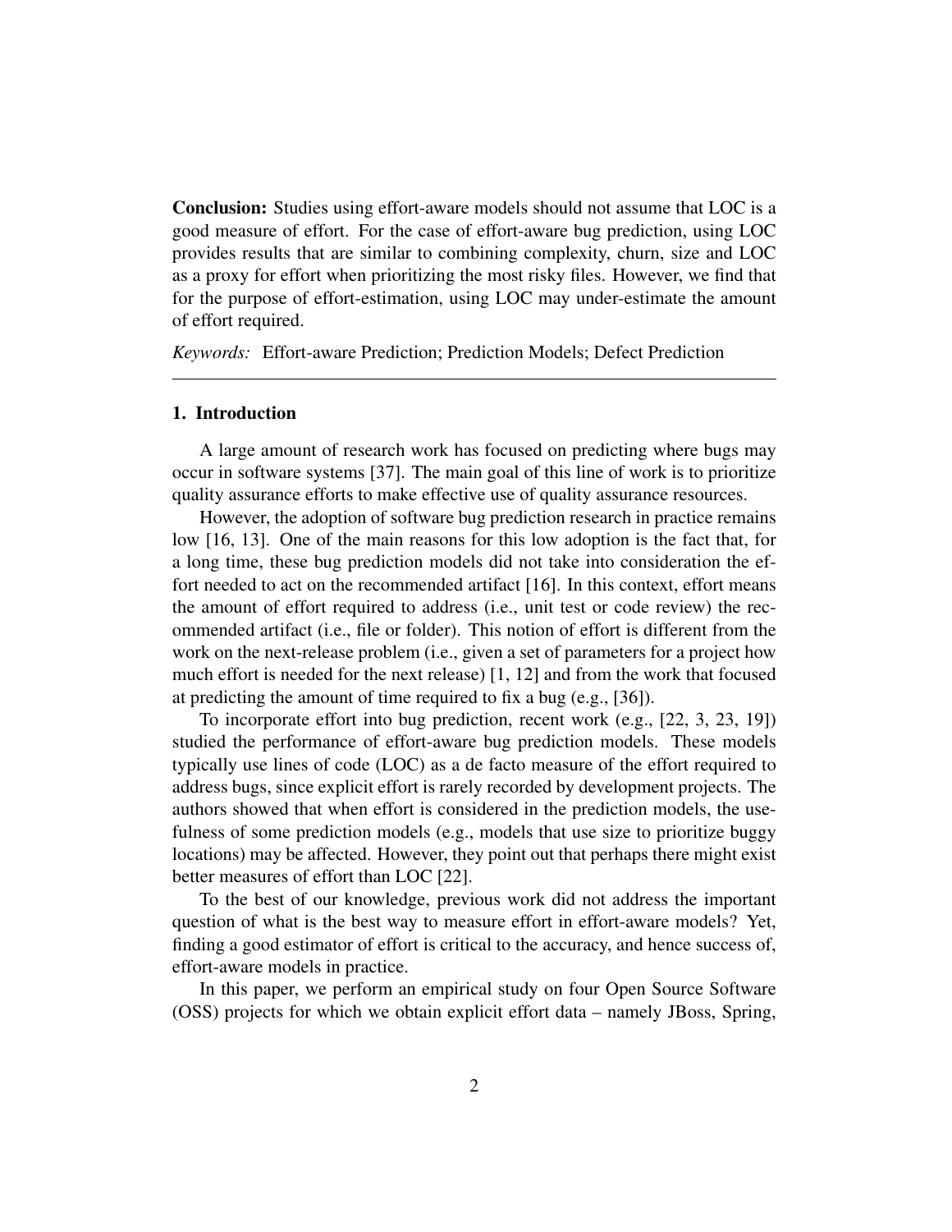**Conclusion:** Studies using effort-aware models should not assume that LOC is a good measure of effort. For the case of effort-aware bug prediction, using LOC provides results that are similar to combining complexity, churn, size and LOC as a proxy for effort when prioritizing the most risky files. However, we find that for the purpose of effort-estimation, using LOC may under-estimate the amount of effort required.

*Keywords:* Effort-aware Prediction; Prediction Models; Defect Prediction

---

## 1. Introduction

A large amount of research work has focused on predicting where bugs may occur in software systems [37]. The main goal of this line of work is to prioritize quality assurance efforts to make effective use of quality assurance resources.

However, the adoption of software bug prediction research in practice remains low [16, 13]. One of the main reasons for this low adoption is the fact that, for a long time, these bug prediction models did not take into consideration the effort needed to act on the recommended artifact [16]. In this context, effort means the amount of effort required to address (i.e., unit test or code review) the recommended artifact (i.e., file or folder). This notion of effort is different from the work on the next-release problem (i.e., given a set of parameters for a project how much effort is needed for the next release) [1, 12] and from the work that focused at predicting the amount of time required to fix a bug (e.g., [36]).

To incorporate effort into bug prediction, recent work (e.g., [22, 3, 23, 19]) studied the performance of effort-aware bug prediction models. These models typically use lines of code (LOC) as a de facto measure of the effort required to address bugs, since explicit effort is rarely recorded by development projects. The authors showed that when effort is considered in the prediction models, the usefulness of some prediction models (e.g., models that use size to prioritize buggy locations) may be affected. However, they point out that perhaps there might exist better measures of effort than LOC [22].

To the best of our knowledge, previous work did not address the important question of what is the best way to measure effort in effort-aware models? Yet, finding a good estimator of effort is critical to the accuracy, and hence success of, effort-aware models in practice.

In this paper, we perform an empirical study on four Open Source Software (OSS) projects for which we obtain explicit effort data – namely JBoss, Spring,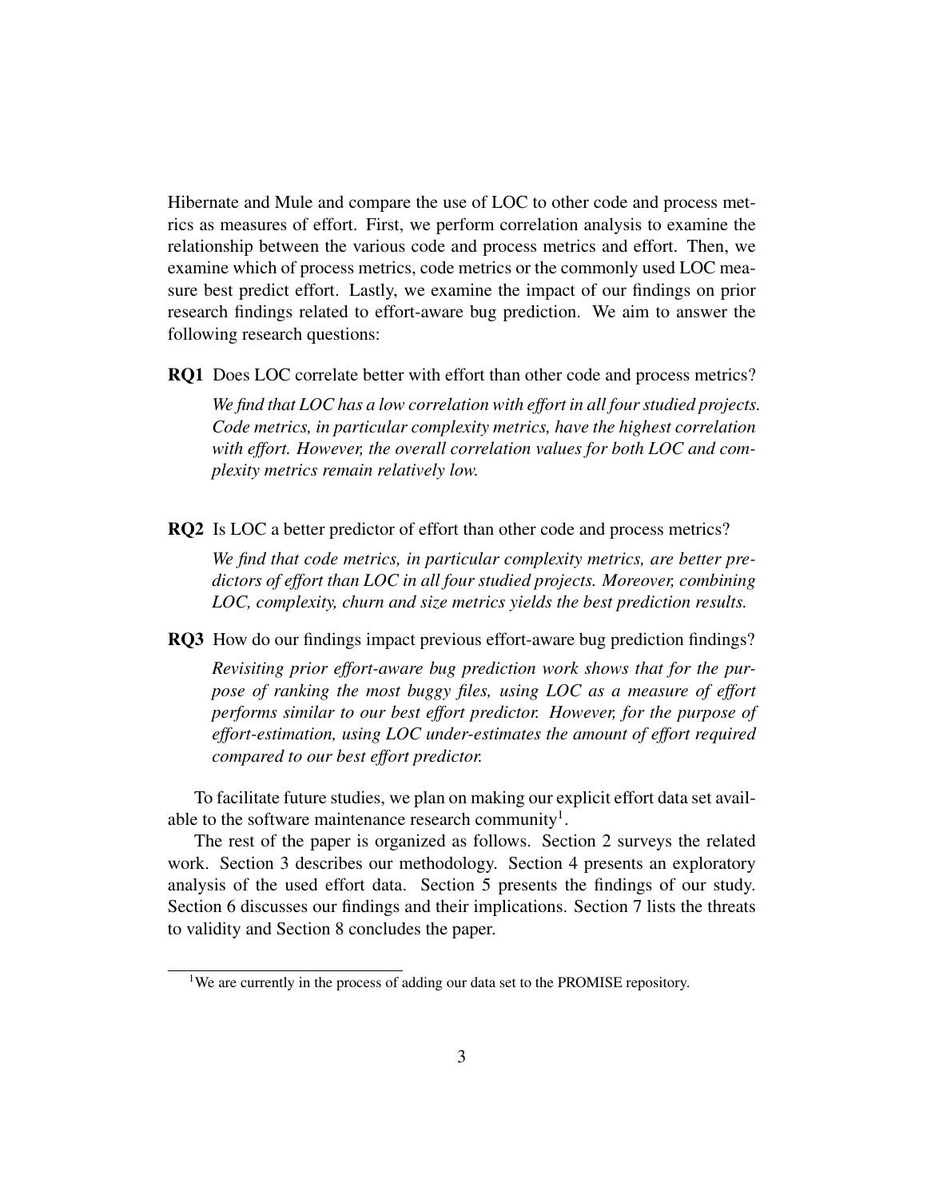Hibernate and Mule and compare the use of LOC to other code and process metrics as measures of effort. First, we perform correlation analysis to examine the relationship between the various code and process metrics and effort. Then, we examine which of process metrics, code metrics or the commonly used LOC measure best predict effort. Lastly, we examine the impact of our findings on prior research findings related to effort-aware bug prediction. We aim to answer the following research questions:

**RQ1** Does LOC correlate better with effort than other code and process metrics?

*We find that LOC has a low correlation with effort in all four studied projects. Code metrics, in particular complexity metrics, have the highest correlation with effort. However, the overall correlation values for both LOC and complexity metrics remain relatively low.*

**RQ2** Is LOC a better predictor of effort than other code and process metrics?

*We find that code metrics, in particular complexity metrics, are better predictors of effort than LOC in all four studied projects. Moreover, combining LOC, complexity, churn and size metrics yields the best prediction results.*

**RQ3** How do our findings impact previous effort-aware bug prediction findings?

*Revisiting prior effort-aware bug prediction work shows that for the purpose of ranking the most buggy files, using LOC as a measure of effort performs similar to our best effort predictor. However, for the purpose of effort-estimation, using LOC under-estimates the amount of effort required compared to our best effort predictor.*

To facilitate future studies, we plan on making our explicit effort data set available to the software maintenance research community[1].

The rest of the paper is organized as follows. Section 2 surveys the related work. Section 3 describes our methodology. Section 4 presents an exploratory analysis of the used effort data. Section 5 presents the findings of our study. Section 6 discusses our findings and their implications. Section 7 lists the threats to validity and Section 8 concludes the paper.

[1] We are currently in the process of adding our data set to the PROMISE repository.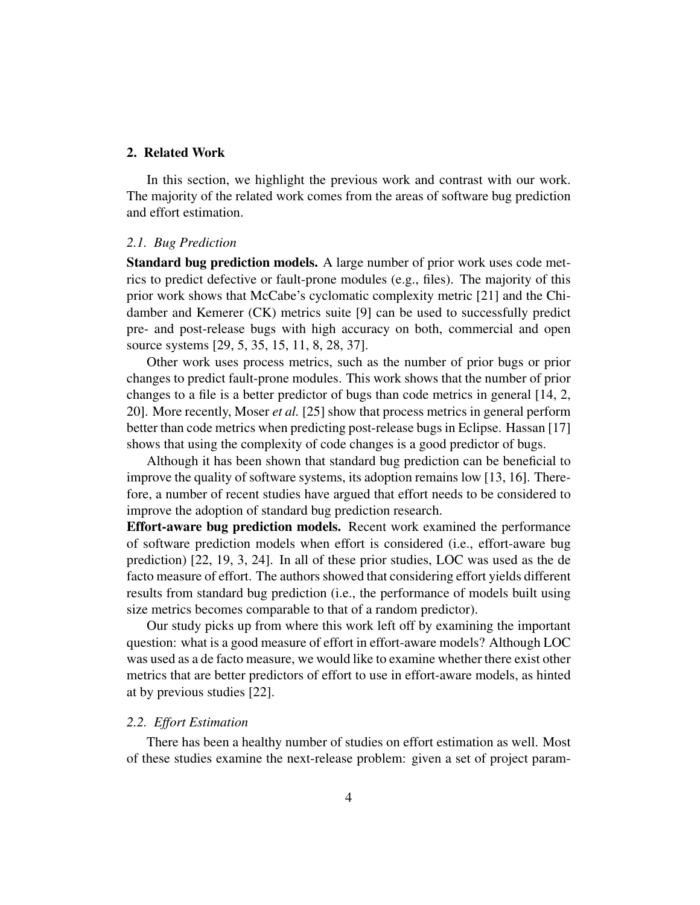## 2. Related Work

In this section, we highlight the previous work and contrast with our work. The majority of the related work comes from the areas of software bug prediction and effort estimation.

### 2.1. Bug Prediction

**Standard bug prediction models.** A large number of prior work uses code metrics to predict defective or fault-prone modules (e.g., files). The majority of this prior work shows that McCabe's cyclomatic complexity metric [21] and the Chidamber and Kemerer (CK) metrics suite [9] can be used to successfully predict pre- and post-release bugs with high accuracy on both, commercial and open source systems [29, 5, 35, 15, 11, 8, 28, 37].

Other work uses process metrics, such as the number of prior bugs or prior changes to predict fault-prone modules. This work shows that the number of prior changes to a file is a better predictor of bugs than code metrics in general [14, 2, 20]. More recently, Moser *et al.* [25] show that process metrics in general perform better than code metrics when predicting post-release bugs in Eclipse. Hassan [17] shows that using the complexity of code changes is a good predictor of bugs.

Although it has been shown that standard bug prediction can be beneficial to improve the quality of software systems, its adoption remains low [13, 16]. Therefore, a number of recent studies have argued that effort needs to be considered to improve the adoption of standard bug prediction research.

**Effort-aware bug prediction models.** Recent work examined the performance of software prediction models when effort is considered (i.e., effort-aware bug prediction) [22, 19, 3, 24]. In all of these prior studies, LOC was used as the de facto measure of effort. The authors showed that considering effort yields different results from standard bug prediction (i.e., the performance of models built using size metrics becomes comparable to that of a random predictor).

Our study picks up from where this work left off by examining the important question: what is a good measure of effort in effort-aware models? Although LOC was used as a de facto measure, we would like to examine whether there exist other metrics that are better predictors of effort to use in effort-aware models, as hinted at by previous studies [22].

### 2.2. Effort Estimation

There has been a healthy number of studies on effort estimation as well. Most of these studies examine the next-release problem: given a set of project param-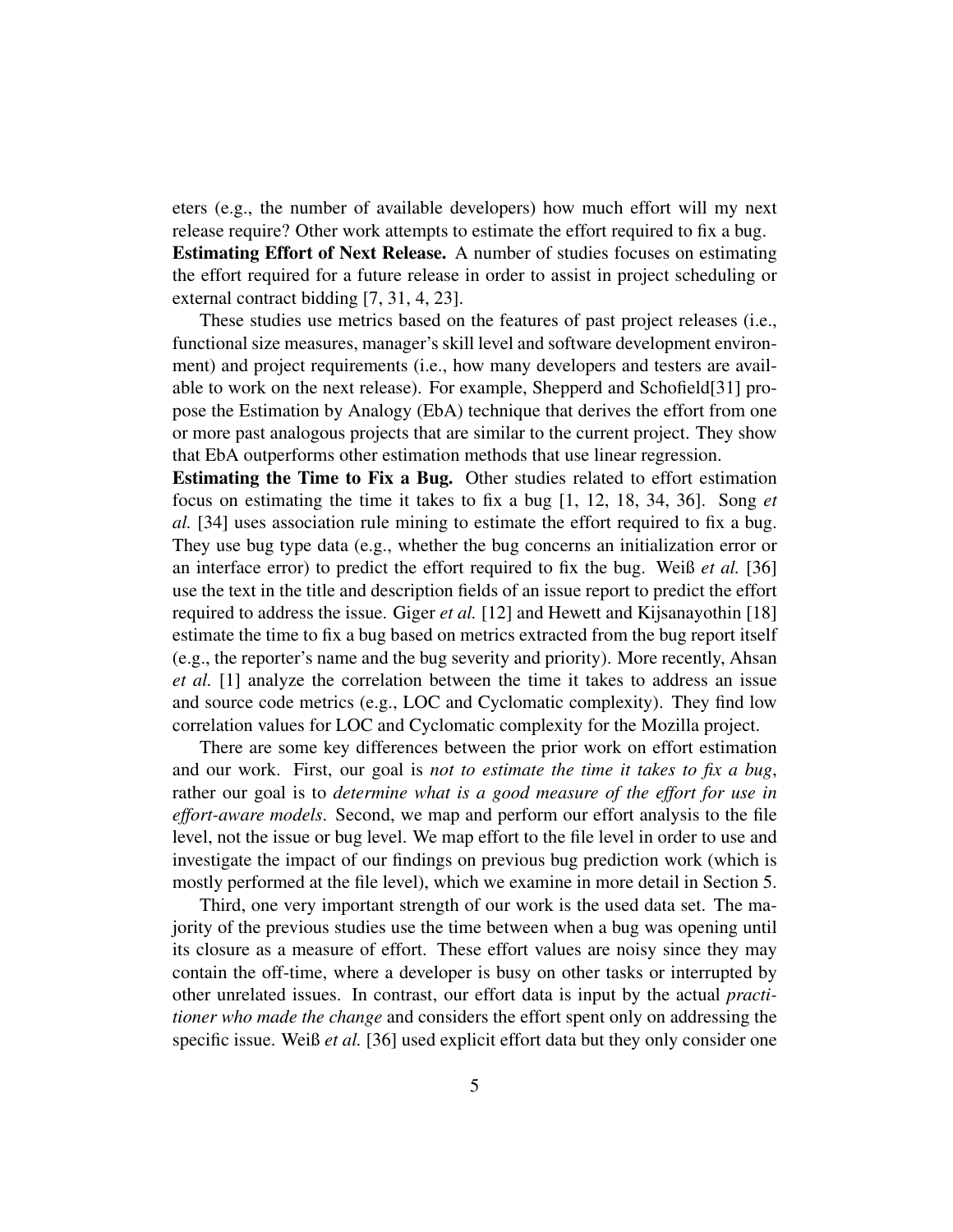eters (e.g., the number of available developers) how much effort will my next release require? Other work attempts to estimate the effort required to fix a bug.

**Estimating Effort of Next Release.** A number of studies focuses on estimating the effort required for a future release in order to assist in project scheduling or external contract bidding [7, 31, 4, 23].

These studies use metrics based on the features of past project releases (i.e., functional size measures, manager's skill level and software development environment) and project requirements (i.e., how many developers and testers are available to work on the next release). For example, Shepperd and Schofield[31] propose the Estimation by Analogy (EbA) technique that derives the effort from one or more past analogous projects that are similar to the current project. They show that EbA outperforms other estimation methods that use linear regression.

**Estimating the Time to Fix a Bug.** Other studies related to effort estimation focus on estimating the time it takes to fix a bug [1, 12, 18, 34, 36]. Song *et al.* [34] uses association rule mining to estimate the effort required to fix a bug. They use bug type data (e.g., whether the bug concerns an initialization error or an interface error) to predict the effort required to fix the bug. Weiß *et al.* [36] use the text in the title and description fields of an issue report to predict the effort required to address the issue. Giger *et al.* [12] and Hewett and Kijsanayothin [18] estimate the time to fix a bug based on metrics extracted from the bug report itself (e.g., the reporter's name and the bug severity and priority). More recently, Ahsan *et al.* [1] analyze the correlation between the time it takes to address an issue and source code metrics (e.g., LOC and Cyclomatic complexity). They find low correlation values for LOC and Cyclomatic complexity for the Mozilla project.

There are some key differences between the prior work on effort estimation and our work. First, our goal is *not to estimate the time it takes to fix a bug*, rather our goal is to *determine what is a good measure of the effort for use in effort-aware models*. Second, we map and perform our effort analysis to the file level, not the issue or bug level. We map effort to the file level in order to use and investigate the impact of our findings on previous bug prediction work (which is mostly performed at the file level), which we examine in more detail in Section 5.

Third, one very important strength of our work is the used data set. The majority of the previous studies use the time between when a bug was opening until its closure as a measure of effort. These effort values are noisy since they may contain the off-time, where a developer is busy on other tasks or interrupted by other unrelated issues. In contrast, our effort data is input by the actual *practitioner who made the change* and considers the effort spent only on addressing the specific issue. Weiß *et al.* [36] used explicit effort data but they only consider one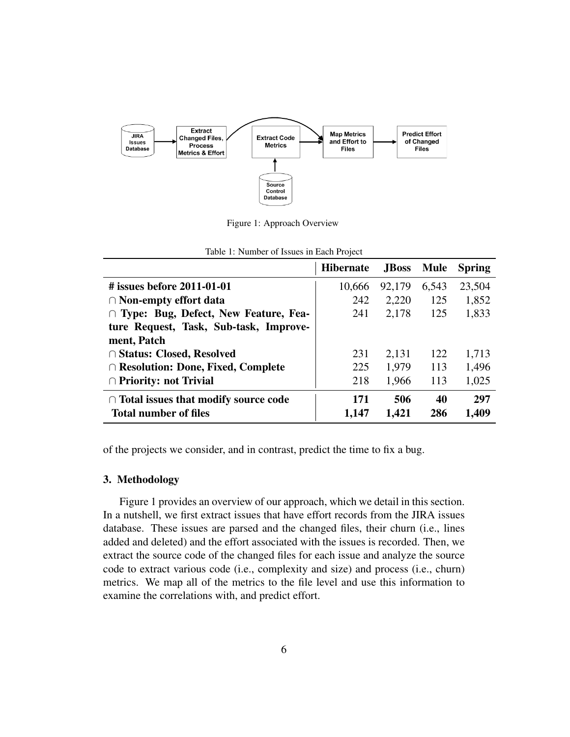Figure 1: Approach Overview

Table 1: Number of Issues in Each Project

| | Hibernate | JBoss | Mule | Spring |
|---|---|---|---|---|
| **# issues before 2011-01-01** | 10,666 | 92,179 | 6,543 | 23,504 |
| **∩ Non-empty effort data** | 242 | 2,220 | 125 | 1,852 |
| **∩ Type: Bug, Defect, New Feature, Feature Request, Task, Sub-task, Improvement, Patch** | 241 | 2,178 | 125 | 1,833 |
| **∩ Status: Closed, Resolved** | 231 | 2,131 | 122 | 1,713 |
| **∩ Resolution: Done, Fixed, Complete** | 225 | 1,979 | 113 | 1,496 |
| **∩ Priority: not Trivial** | 218 | 1,966 | 113 | 1,025 |
| **∩ Total issues that modify source code** | **171** | **506** | **40** | **297** |
| **Total number of files** | **1,147** | **1,421** | **286** | **1,409** |

of the projects we consider, and in contrast, predict the time to fix a bug.

### 3. Methodology

Figure 1 provides an overview of our approach, which we detail in this section. In a nutshell, we first extract issues that have effort records from the JIRA issues database. These issues are parsed and the changed files, their churn (i.e., lines added and deleted) and the effort associated with the issues is recorded. Then, we extract the source code of the changed files for each issue and analyze the source code to extract various code (i.e., complexity and size) and process (i.e., churn) metrics. We map all of the metrics to the file level and use this information to examine the correlations with, and predict effort.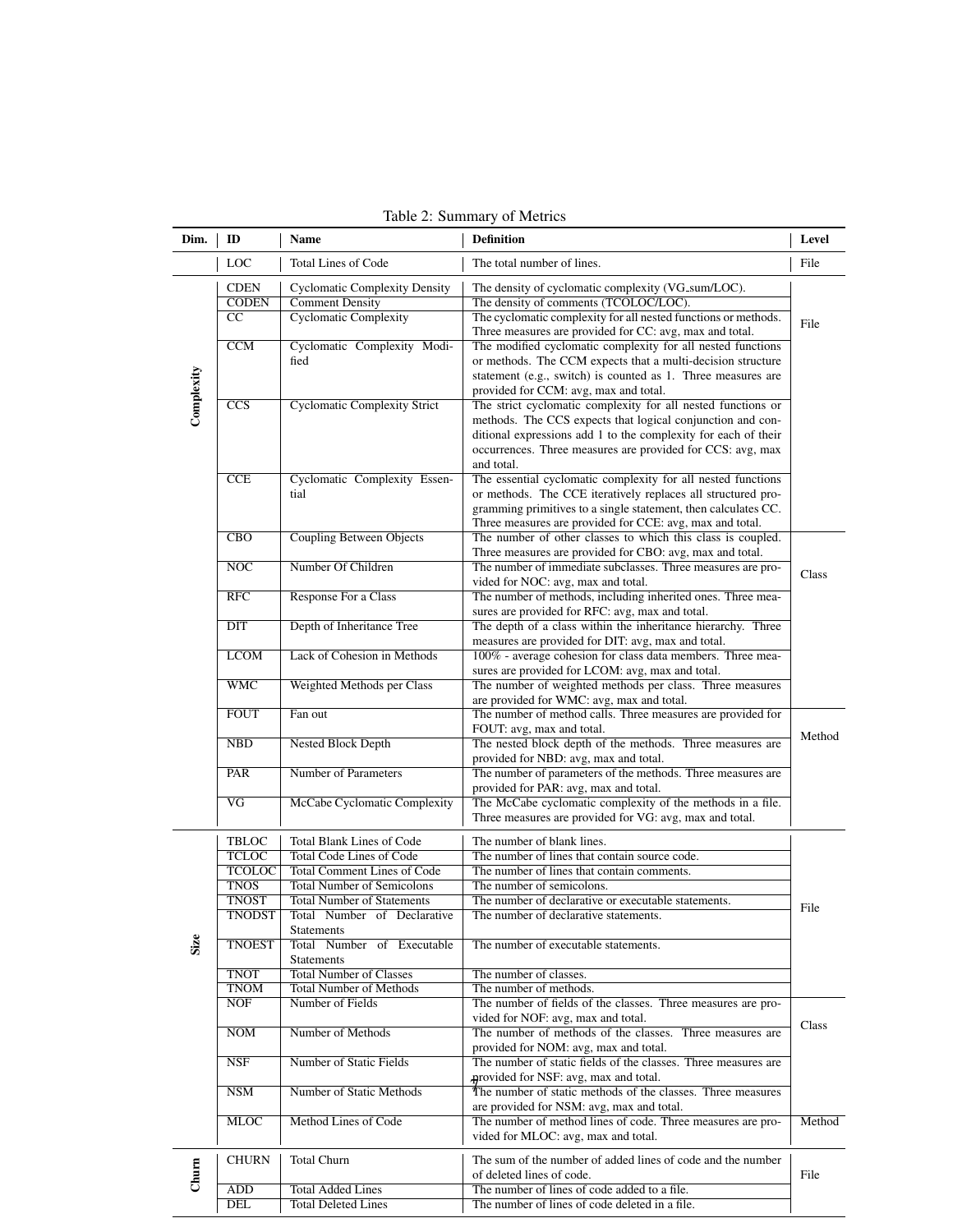Table 2: Summary of Metrics

| Dim. | ID | Name | Definition | Level |
|---|---|---|---|---|
| | LOC | Total Lines of Code | The total number of lines. | File |
| Complexity | CDEN | Cyclomatic Complexity Density | The density of cyclomatic complexity (VG_sum/LOC). | File |
| | CODEN | Comment Density | The density of comments (TCOLOC/LOC). | |
| | CC | Cyclomatic Complexity | The cyclomatic complexity for all nested functions or methods. Three measures are provided for CC: avg, max and total. | |
| | CCM | Cyclomatic Complexity Modified | The modified cyclomatic complexity for all nested functions or methods. The CCM expects that a multi-decision structure statement (e.g., switch) is counted as 1. Three measures are provided for CCM: avg, max and total. | |
| | CCS | Cyclomatic Complexity Strict | The strict cyclomatic complexity for all nested functions or methods. The CCS expects that logical conjunction and conditional expressions add 1 to the complexity for each of their occurrences. Three measures are provided for CCS: avg, max and total. | |
| | CCE | Cyclomatic Complexity Essential | The essential cyclomatic complexity for all nested functions or methods. The CCE iteratively replaces all structured programming primitives to a single statement, then calculates CC. Three measures are provided for CCE: avg, max and total. | |
| | CBO | Coupling Between Objects | The number of other classes to which this class is coupled. Three measures are provided for CBO: avg, max and total. | Class |
| | NOC | Number Of Children | The number of immediate subclasses. Three measures are provided for NOC: avg, max and total. | |
| | RFC | Response For a Class | The number of methods, including inherited ones. Three measures are provided for RFC: avg, max and total. | |
| | DIT | Depth of Inheritance Tree | The depth of a class within the inheritance hierarchy. Three measures are provided for DIT: avg, max and total. | |
| | LCOM | Lack of Cohesion in Methods | 100% - average cohesion for class data members. Three measures are provided for LCOM: avg, max and total. | |
| | WMC | Weighted Methods per Class | The number of weighted methods per class. Three measures are provided for WMC: avg, max and total. | |
| | FOUT | Fan out | The number of method calls. Three measures are provided for FOUT: avg, max and total. | Method |
| | NBD | Nested Block Depth | The nested block depth of the methods. Three measures are provided for NBD: avg, max and total. | |
| | PAR | Number of Parameters | The number of parameters of the methods. Three measures are provided for PAR: avg, max and total. | |
| | VG | McCabe Cyclomatic Complexity | The McCabe cyclomatic complexity of the methods in a file. Three measures are provided for VG: avg, max and total. | |
| Size | TBLOC | Total Blank Lines of Code | The number of blank lines. | File |
| | TCLOC | Total Code Lines of Code | The number of lines that contain source code. | |
| | TCOLOC | Total Comment Lines of Code | The number of lines that contain comments. | |
| | TNOS | Total Number of Semicolons | The number of semicolons. | |
| | TNOST | Total Number of Statements | The number of declarative or executable statements. | |
| | TNODST | Total Number of Declarative Statements | The number of declarative statements. | |
| | TNOEST | Total Number of Executable Statements | The number of executable statements. | |
| | TNOT | Total Number of Classes | The number of classes. | |
| | TNOM | Total Number of Methods | The number of methods. | |
| | NOF | Number of Fields | The number of fields of the classes. Three measures are provided for NOF: avg, max and total. | Class |
| | NOM | Number of Methods | The number of methods of the classes. Three measures are provided for NOM: avg, max and total. | |
| | NSF | Number of Static Fields | The number of static fields of the classes. Three measures are provided for NSF: avg, max and total. | |
| | NSM | Number of Static Methods | The number of static methods of the classes. Three measures are provided for NSM: avg, max and total. | |
| | MLOC | Method Lines of Code | The number of method lines of code. Three measures are provided for MLOC: avg, max and total. | Method |
| Churn | CHURN | Total Churn | The sum of the number of added lines of code and the number of deleted lines of code. | File |
| | ADD | Total Added Lines | The number of lines of code added to a file. | |
| | DEL | Total Deleted Lines | The number of lines of code deleted in a file. | |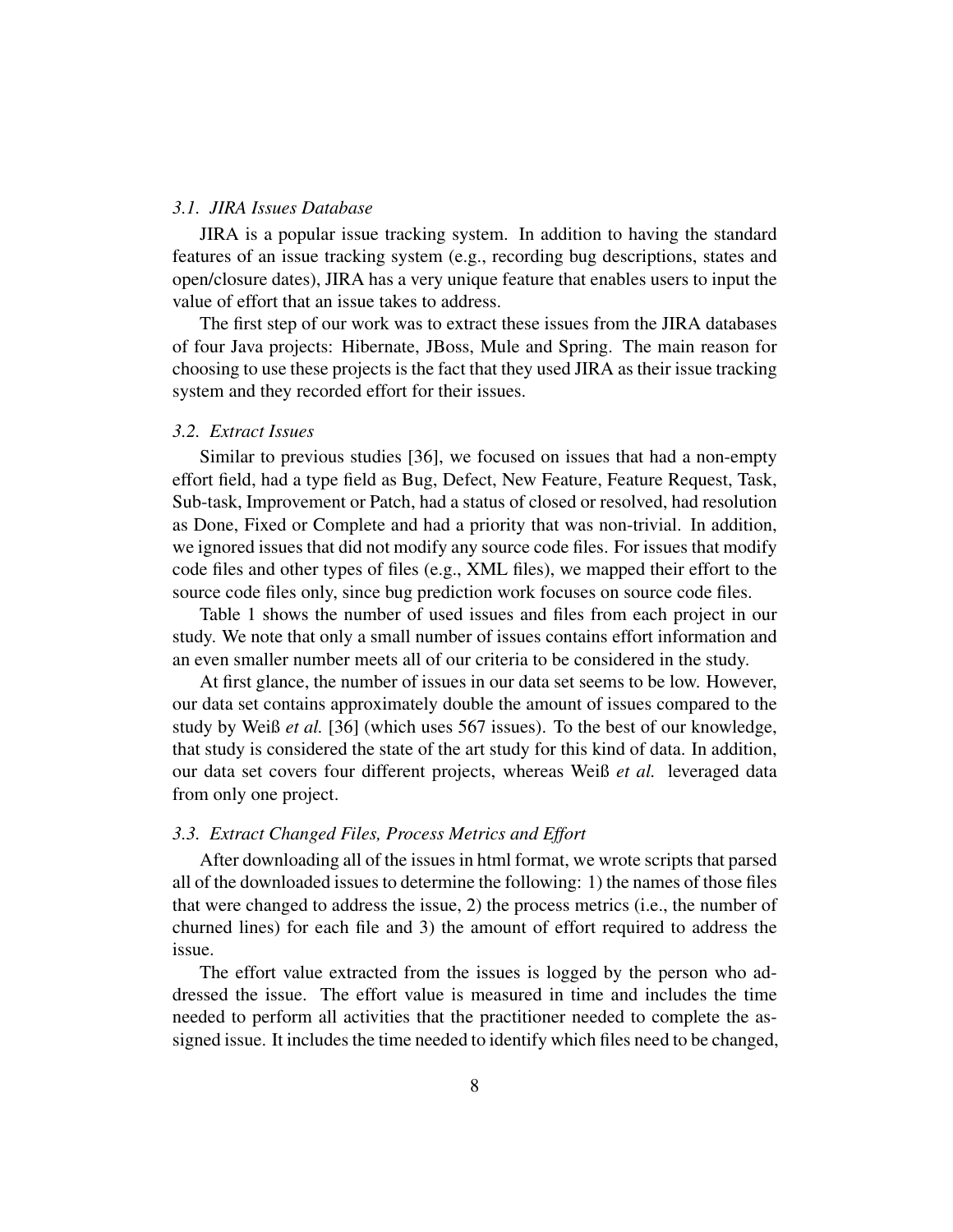### 3.1. JIRA Issues Database

JIRA is a popular issue tracking system. In addition to having the standard features of an issue tracking system (e.g., recording bug descriptions, states and open/closure dates), JIRA has a very unique feature that enables users to input the value of effort that an issue takes to address.

The first step of our work was to extract these issues from the JIRA databases of four Java projects: Hibernate, JBoss, Mule and Spring. The main reason for choosing to use these projects is the fact that they used JIRA as their issue tracking system and they recorded effort for their issues.

### 3.2. Extract Issues

Similar to previous studies [36], we focused on issues that had a non-empty effort field, had a type field as Bug, Defect, New Feature, Feature Request, Task, Sub-task, Improvement or Patch, had a status of closed or resolved, had resolution as Done, Fixed or Complete and had a priority that was non-trivial. In addition, we ignored issues that did not modify any source code files. For issues that modify code files and other types of files (e.g., XML files), we mapped their effort to the source code files only, since bug prediction work focuses on source code files.

Table 1 shows the number of used issues and files from each project in our study. We note that only a small number of issues contains effort information and an even smaller number meets all of our criteria to be considered in the study.

At first glance, the number of issues in our data set seems to be low. However, our data set contains approximately double the amount of issues compared to the study by Weiß *et al.* [36] (which uses 567 issues). To the best of our knowledge, that study is considered the state of the art study for this kind of data. In addition, our data set covers four different projects, whereas Weiß *et al.* leveraged data from only one project.

### 3.3. Extract Changed Files, Process Metrics and Effort

After downloading all of the issues in html format, we wrote scripts that parsed all of the downloaded issues to determine the following: 1) the names of those files that were changed to address the issue, 2) the process metrics (i.e., the number of churned lines) for each file and 3) the amount of effort required to address the issue.

The effort value extracted from the issues is logged by the person who addressed the issue. The effort value is measured in time and includes the time needed to perform all activities that the practitioner needed to complete the assigned issue. It includes the time needed to identify which files need to be changed,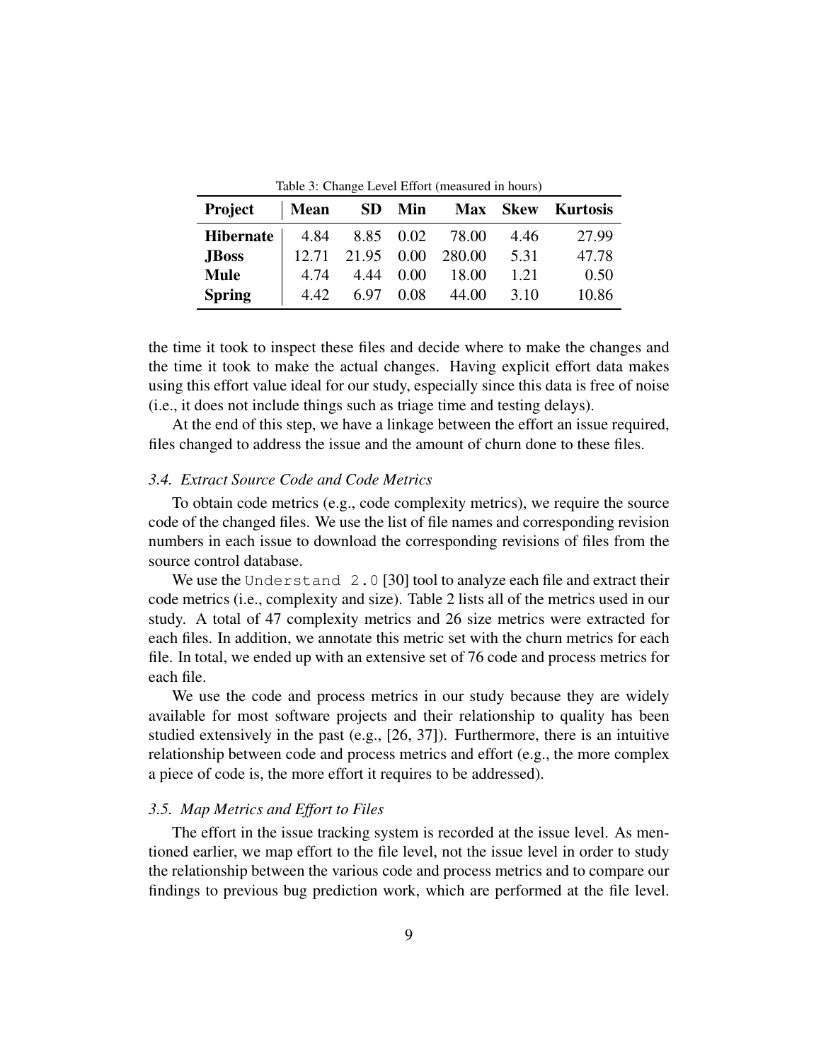Table 3: Change Level Effort (measured in hours)

| Project | Mean | SD | Min | Max | Skew | Kurtosis |
|---|---|---|---|---|---|---|
| **Hibernate** | 4.84 | 8.85 | 0.02 | 78.00 | 4.46 | 27.99 |
| **JBoss** | 12.71 | 21.95 | 0.00 | 280.00 | 5.31 | 47.78 |
| **Mule** | 4.74 | 4.44 | 0.00 | 18.00 | 1.21 | 0.50 |
| **Spring** | 4.42 | 6.97 | 0.08 | 44.00 | 3.10 | 10.86 |

the time it took to inspect these files and decide where to make the changes and the time it took to make the actual changes. Having explicit effort data makes using this effort value ideal for our study, especially since this data is free of noise (i.e., it does not include things such as triage time and testing delays).

At the end of this step, we have a linkage between the effort an issue required, files changed to address the issue and the amount of churn done to these files.

### *3.4. Extract Source Code and Code Metrics*

To obtain code metrics (e.g., code complexity metrics), we require the source code of the changed files. We use the list of file names and corresponding revision numbers in each issue to download the corresponding revisions of files from the source control database.

We use the `Understand 2.0` [30] tool to analyze each file and extract their code metrics (i.e., complexity and size). Table 2 lists all of the metrics used in our study. A total of 47 complexity metrics and 26 size metrics were extracted for each files. In addition, we annotate this metric set with the churn metrics for each file. In total, we ended up with an extensive set of 76 code and process metrics for each file.

We use the code and process metrics in our study because they are widely available for most software projects and their relationship to quality has been studied extensively in the past (e.g., [26, 37]). Furthermore, there is an intuitive relationship between code and process metrics and effort (e.g., the more complex a piece of code is, the more effort it requires to be addressed).

### *3.5. Map Metrics and Effort to Files*

The effort in the issue tracking system is recorded at the issue level. As mentioned earlier, we map effort to the file level, not the issue level in order to study the relationship between the various code and process metrics and to compare our findings to previous bug prediction work, which are performed at the file level.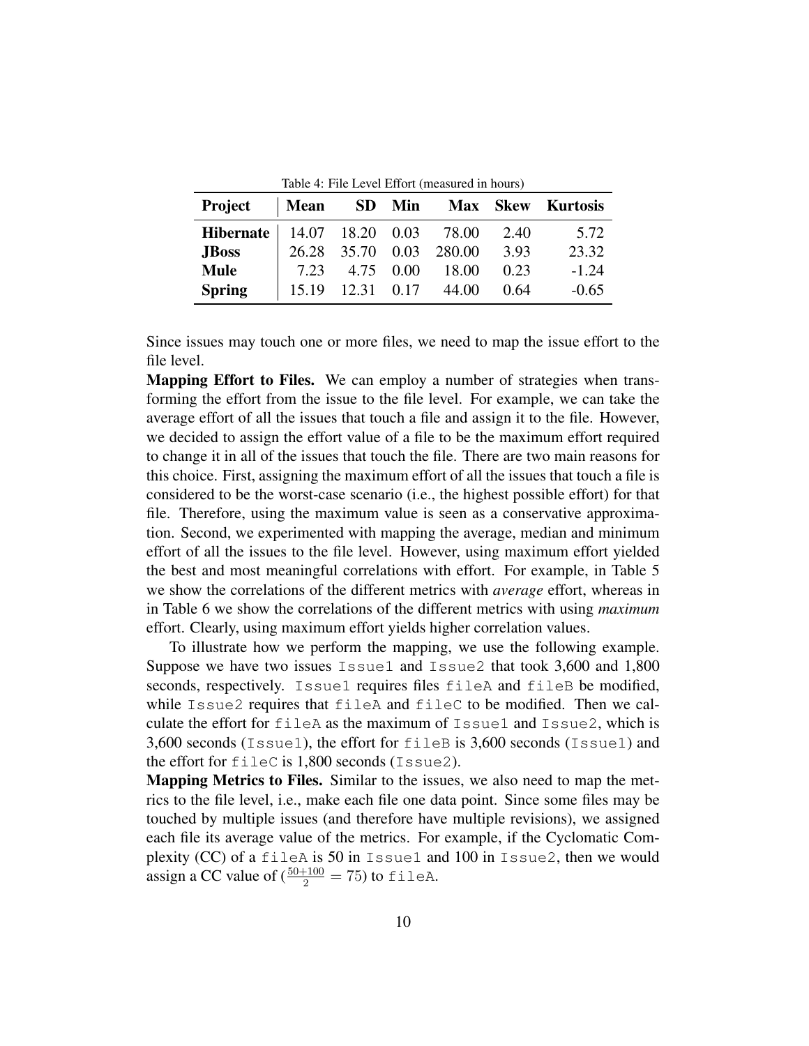Table 4: File Level Effort (measured in hours)

| Project | Mean | SD | Min | Max | Skew | Kurtosis |
|---|---|---|---|---|---|---|
| **Hibernate** | 14.07 | 18.20 | 0.03 | 78.00 | 2.40 | 5.72 |
| **JBoss** | 26.28 | 35.70 | 0.03 | 280.00 | 3.93 | 23.32 |
| **Mule** | 7.23 | 4.75 | 0.00 | 18.00 | 0.23 | -1.24 |
| **Spring** | 15.19 | 12.31 | 0.17 | 44.00 | 0.64 | -0.65 |

Since issues may touch one or more files, we need to map the issue effort to the file level.

**Mapping Effort to Files.** We can employ a number of strategies when transforming the effort from the issue to the file level. For example, we can take the average effort of all the issues that touch a file and assign it to the file. However, we decided to assign the effort value of a file to be the maximum effort required to change it in all of the issues that touch the file. There are two main reasons for this choice. First, assigning the maximum effort of all the issues that touch a file is considered to be the worst-case scenario (i.e., the highest possible effort) for that file. Therefore, using the maximum value is seen as a conservative approximation. Second, we experimented with mapping the average, median and minimum effort of all the issues to the file level. However, using maximum effort yielded the best and most meaningful correlations with effort. For example, in Table 5 we show the correlations of the different metrics with *average* effort, whereas in in Table 6 we show the correlations of the different metrics with using *maximum* effort. Clearly, using maximum effort yields higher correlation values.

To illustrate how we perform the mapping, we use the following example. Suppose we have two issues `Issue1` and `Issue2` that took 3,600 and 1,800 seconds, respectively. `Issue1` requires files `fileA` and `fileB` be modified, while `Issue2` requires that `fileA` and `fileC` to be modified. Then we calculate the effort for `fileA` as the maximum of `Issue1` and `Issue2`, which is 3,600 seconds (`Issue1`), the effort for `fileB` is 3,600 seconds (`Issue1`) and the effort for `fileC` is 1,800 seconds (`Issue2`).

**Mapping Metrics to Files.** Similar to the issues, we also need to map the metrics to the file level, i.e., make each file one data point. Since some files may be touched by multiple issues (and therefore have multiple revisions), we assigned each file its average value of the metrics. For example, if the Cyclomatic Complexity (CC) of a `fileA` is 50 in `Issue1` and 100 in `Issue2`, then we would assign a CC value of ($\frac{50+100}{2} = 75$) to `fileA`.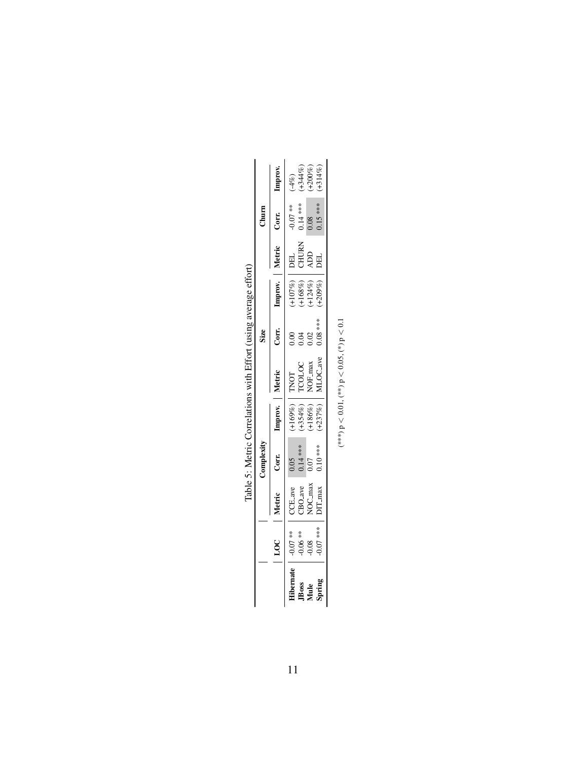Table 5: Metric Correlations with Effort (using average effort)

| | LOC | Complexity | | | Size | | | Churn | | |
|---|---|---|---|---|---|---|---|---|---|---|
| | | Metric | Corr. | Improv. | Metric | Corr. | Improv. | Metric | Corr. | Improv. |
| **Hibernate** | -0.07 ** | CCE_ave | 0.05 | (+169%) | TNOT | 0.00 | (+107%) | DEL | -0.07 ** | (-4%) |
| **JBoss** | -0.06 ** | CBO_ave | 0.14 *** | (+354%) | TCOLOC | 0.04 | (+168%) | CHURN | 0.14 *** | (+344%) |
| **Mule** | -0.08 | NOC_max | 0.07 | (+186%) | NOF_max | 0.02 | (+124%) | ADD | 0.08 | (+200%) |
| **Spring** | -0.07 *** | DIT_max | 0.10 *** | (+237%) | MLOC_ave | 0.08 *** | (+209%) | DEL | 0.15 *** | (+314%) |

(***) $p < 0.01$, (**) $p < 0.05$, (*) $p < 0.1$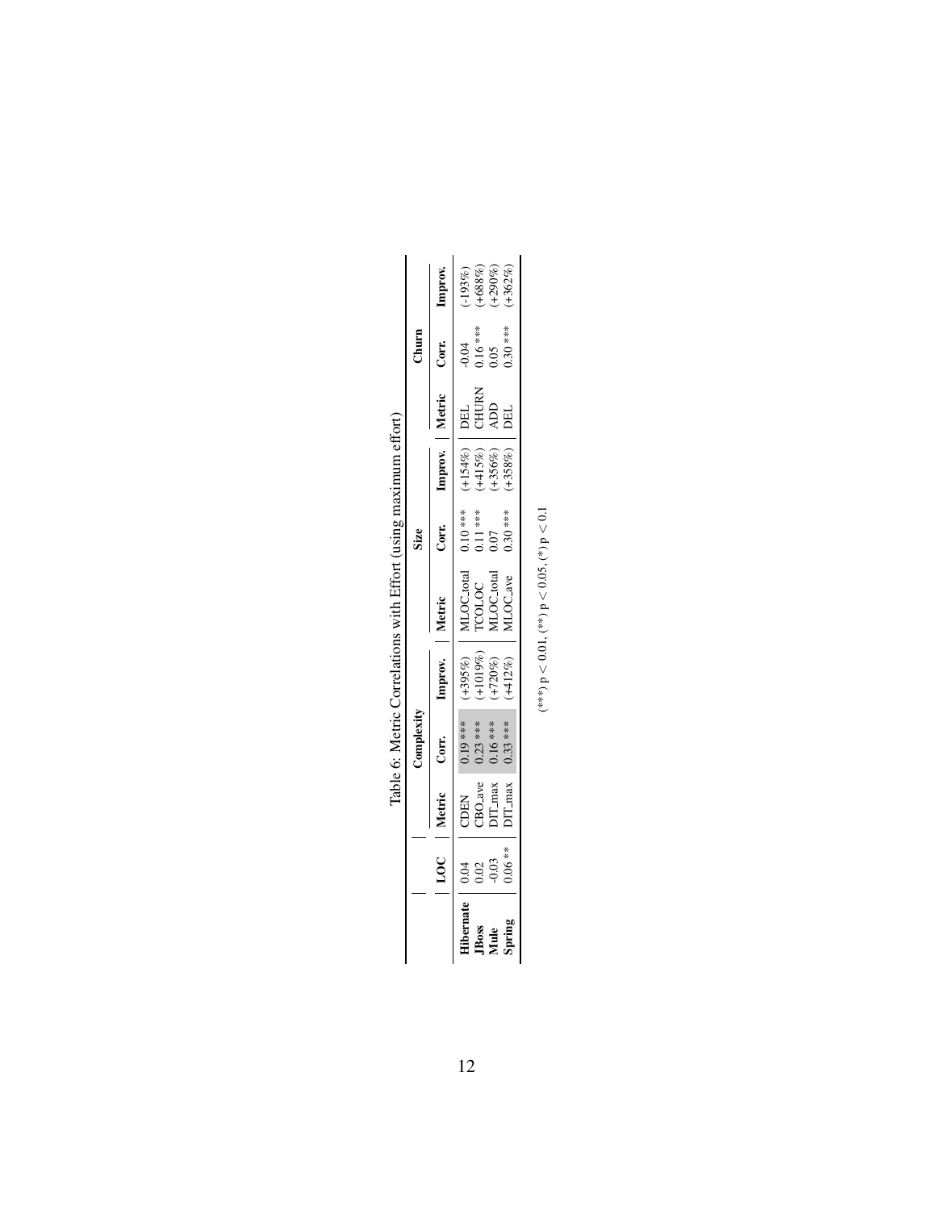Table 6: Metric Correlations with Effort (using maximum effort)

| | LOC | Complexity | | | Size | | | Churn | | |
|---|---|---|---|---|---|---|---|---|---|---|
| | | Metric | Corr. | Improv. | Metric | Corr. | Improv. | Metric | Corr. | Improv. |
| **Hibernate** | 0.04 | CDEN | 0.19 *** | (+395%) | MLOC_total | 0.10 *** | (+154%) | DEL | -0.04 | (-193%) |
| **JBoss** | 0.02 | CBO_ave | 0.23 *** | (+1019%) | TCOLOC | 0.11 *** | (+415%) | CHURN | 0.16 *** | (+688%) |
| **Mule** | -0.03 | DIT_max | 0.16 *** | (+720%) | MLOC_total | 0.07 | (+356%) | ADD | 0.05 | (+290%) |
| **Spring** | 0.06 ** | DIT_max | 0.33 *** | (+412%) | MLOC_ave | 0.30 *** | (+358%) | DEL | 0.30 *** | (+362%) |

(***) $p < 0.01$, (**) $p < 0.05$, (*) $p < 0.1$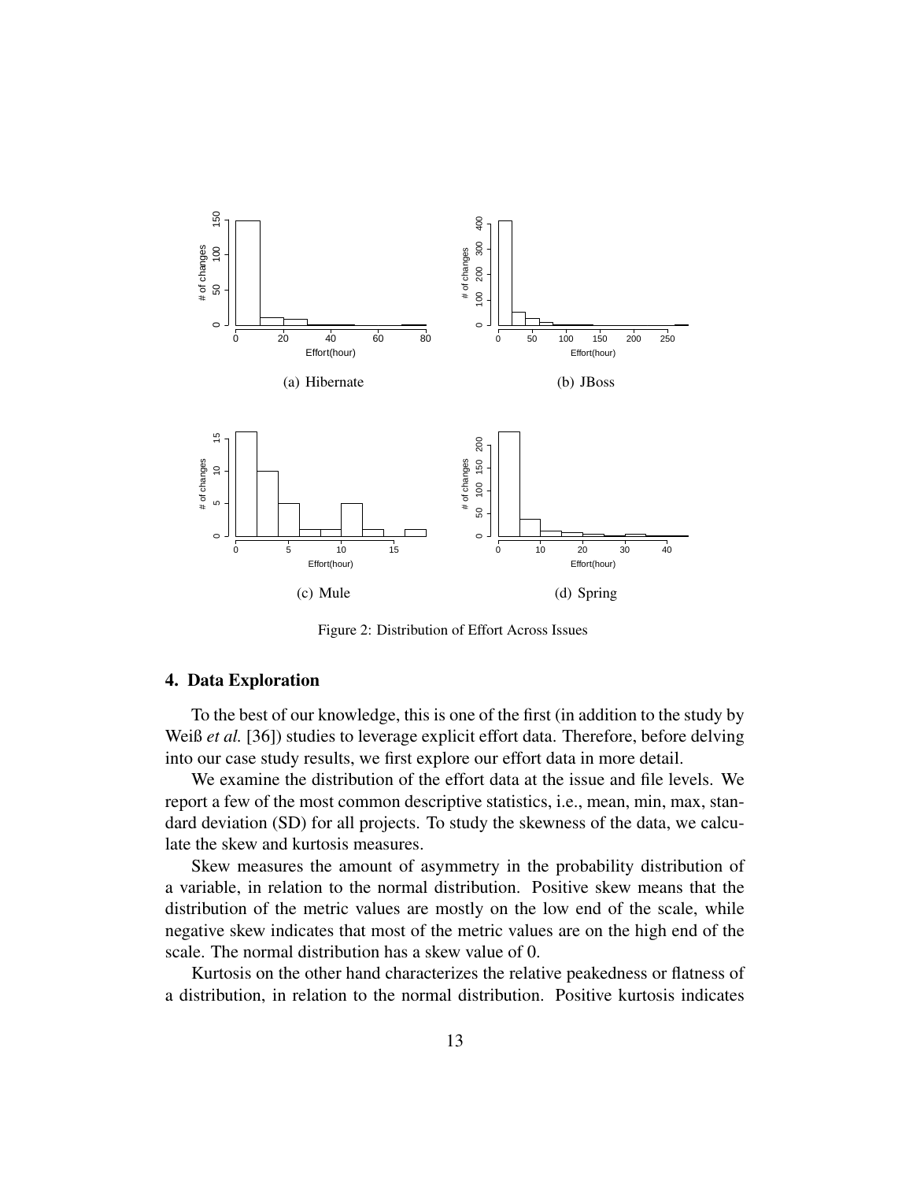(a) Hibernate

(b) JBoss

(c) Mule

(d) Spring

Figure 2: Distribution of Effort Across Issues

## 4. Data Exploration

To the best of our knowledge, this is one of the first (in addition to the study by Weiß *et al.* [36]) studies to leverage explicit effort data. Therefore, before delving into our case study results, we first explore our effort data in more detail.

We examine the distribution of the effort data at the issue and file levels. We report a few of the most common descriptive statistics, i.e., mean, min, max, standard deviation (SD) for all projects. To study the skewness of the data, we calculate the skew and kurtosis measures.

Skew measures the amount of asymmetry in the probability distribution of a variable, in relation to the normal distribution. Positive skew means that the distribution of the metric values are mostly on the low end of the scale, while negative skew indicates that most of the metric values are on the high end of the scale. The normal distribution has a skew value of 0.

Kurtosis on the other hand characterizes the relative peakedness or flatness of a distribution, in relation to the normal distribution. Positive kurtosis indicates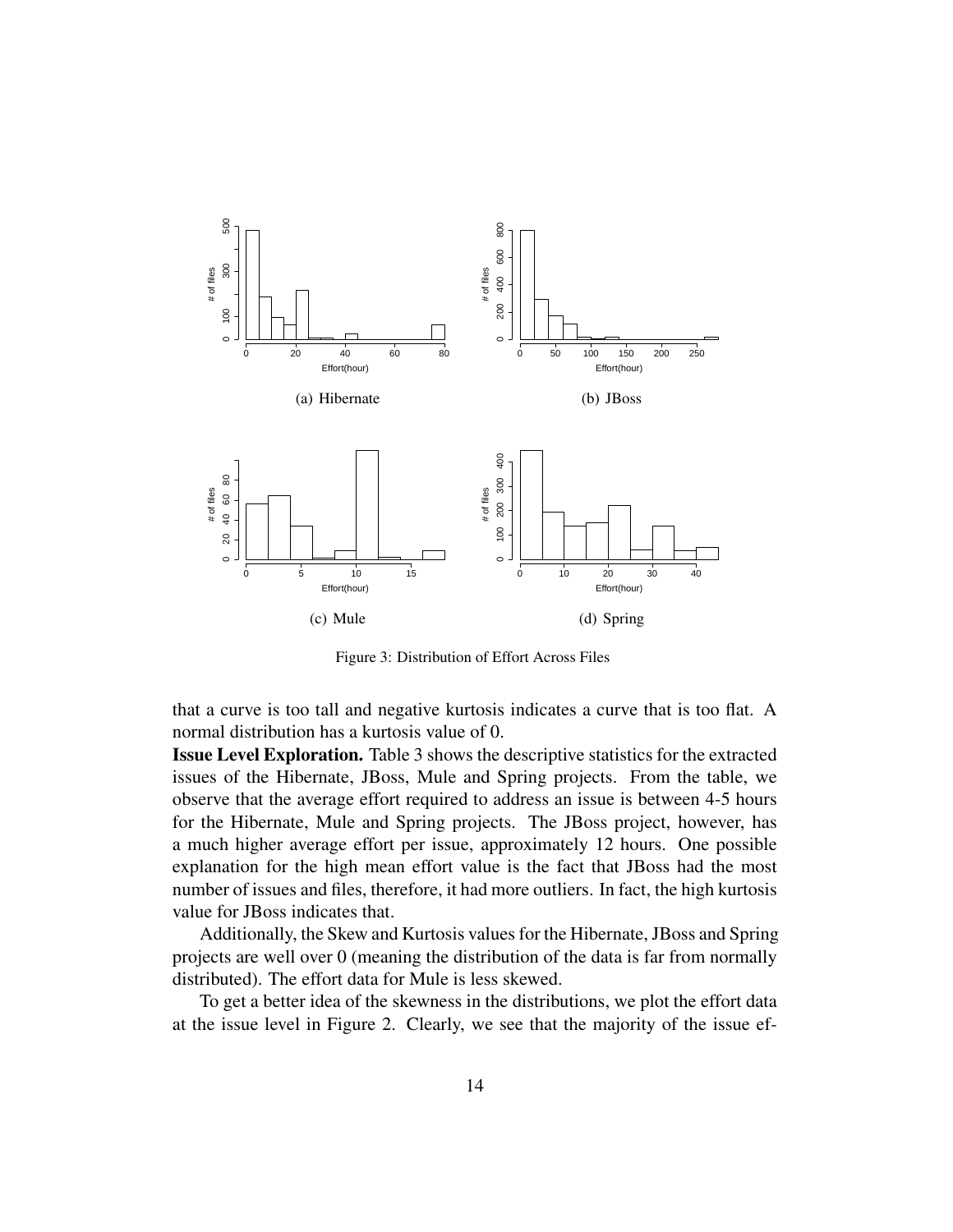(a) Hibernate

(b) JBoss

(c) Mule

(d) Spring

Figure 3: Distribution of Effort Across Files

that a curve is too tall and negative kurtosis indicates a curve that is too flat. A normal distribution has a kurtosis value of 0.

**Issue Level Exploration.** Table 3 shows the descriptive statistics for the extracted issues of the Hibernate, JBoss, Mule and Spring projects. From the table, we observe that the average effort required to address an issue is between 4-5 hours for the Hibernate, Mule and Spring projects. The JBoss project, however, has a much higher average effort per issue, approximately 12 hours. One possible explanation for the high mean effort value is the fact that JBoss had the most number of issues and files, therefore, it had more outliers. In fact, the high kurtosis value for JBoss indicates that.

Additionally, the Skew and Kurtosis values for the Hibernate, JBoss and Spring projects are well over 0 (meaning the distribution of the data is far from normally distributed). The effort data for Mule is less skewed.

To get a better idea of the skewness in the distributions, we plot the effort data at the issue level in Figure 2. Clearly, we see that the majority of the issue ef-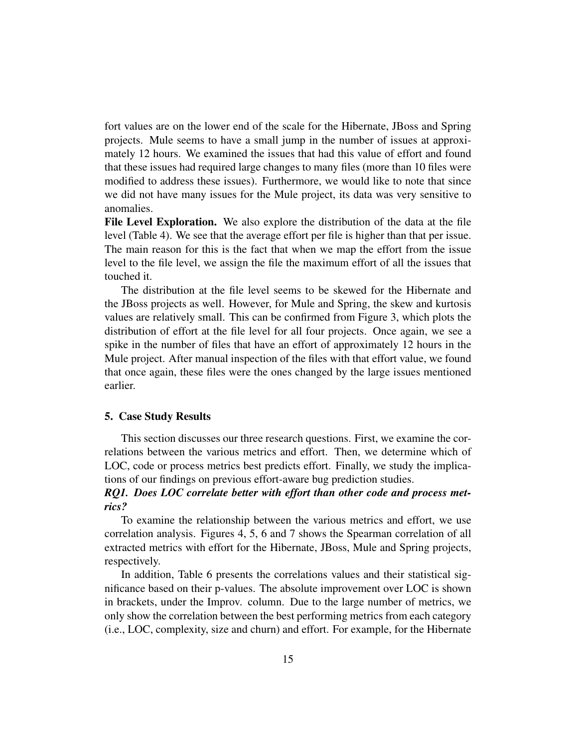fort values are on the lower end of the scale for the Hibernate, JBoss and Spring projects. Mule seems to have a small jump in the number of issues at approximately 12 hours. We examined the issues that had this value of effort and found that these issues had required large changes to many files (more than 10 files were modified to address these issues). Furthermore, we would like to note that since we did not have many issues for the Mule project, its data was very sensitive to anomalies.

**File Level Exploration.** We also explore the distribution of the data at the file level (Table 4). We see that the average effort per file is higher than that per issue. The main reason for this is the fact that when we map the effort from the issue level to the file level, we assign the file the maximum effort of all the issues that touched it.

The distribution at the file level seems to be skewed for the Hibernate and the JBoss projects as well. However, for Mule and Spring, the skew and kurtosis values are relatively small. This can be confirmed from Figure 3, which plots the distribution of effort at the file level for all four projects. Once again, we see a spike in the number of files that have an effort of approximately 12 hours in the Mule project. After manual inspection of the files with that effort value, we found that once again, these files were the ones changed by the large issues mentioned earlier.

## 5. Case Study Results

This section discusses our three research questions. First, we examine the correlations between the various metrics and effort. Then, we determine which of LOC, code or process metrics best predicts effort. Finally, we study the implications of our findings on previous effort-aware bug prediction studies.

***RQ1. Does LOC correlate better with effort than other code and process metrics?***

To examine the relationship between the various metrics and effort, we use correlation analysis. Figures 4, 5, 6 and 7 shows the Spearman correlation of all extracted metrics with effort for the Hibernate, JBoss, Mule and Spring projects, respectively.

In addition, Table 6 presents the correlations values and their statistical significance based on their p-values. The absolute improvement over LOC is shown in brackets, under the Improv. column. Due to the large number of metrics, we only show the correlation between the best performing metrics from each category (i.e., LOC, complexity, size and churn) and effort. For example, for the Hibernate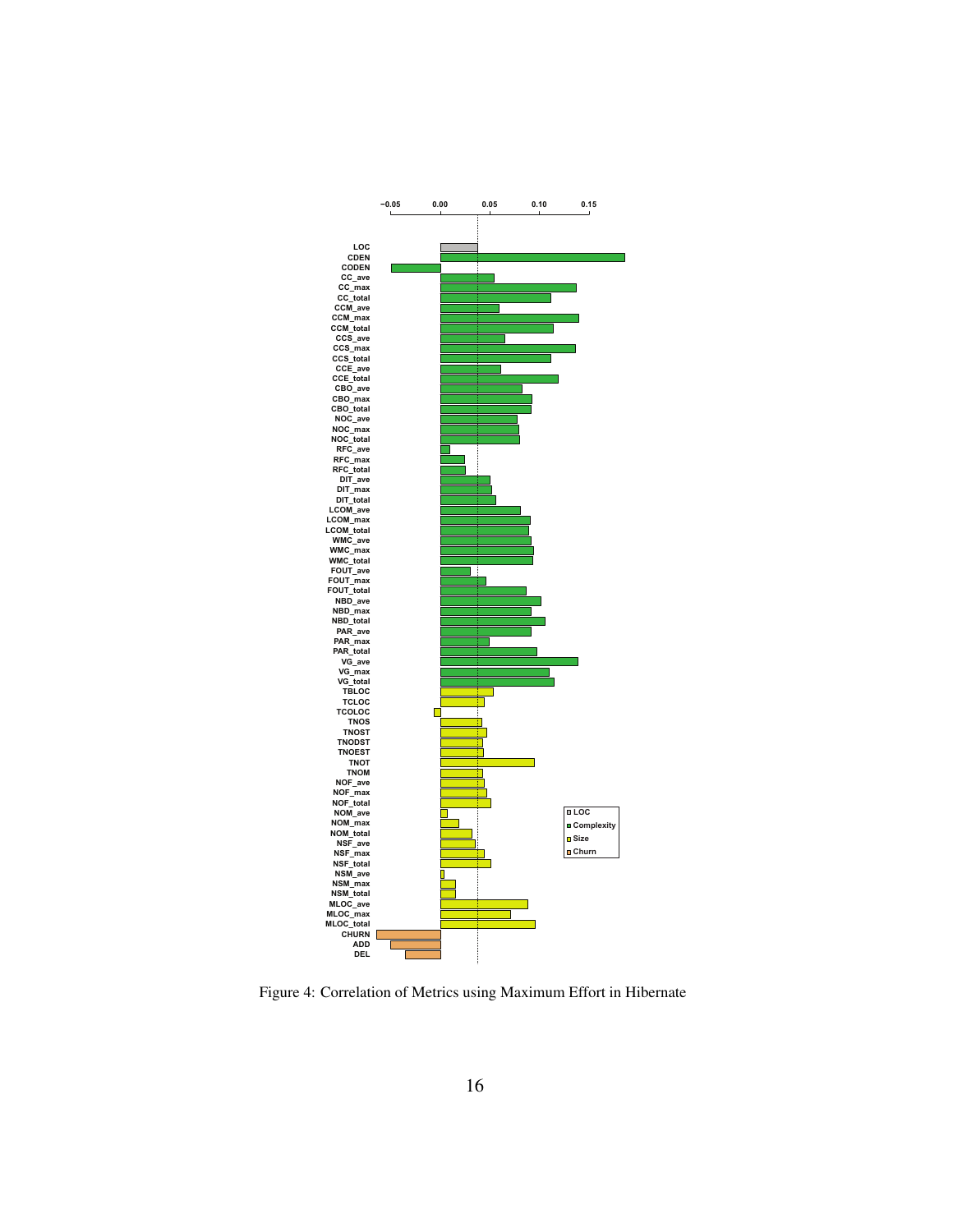Figure 4: Correlation of Metrics using Maximum Effort in Hibernate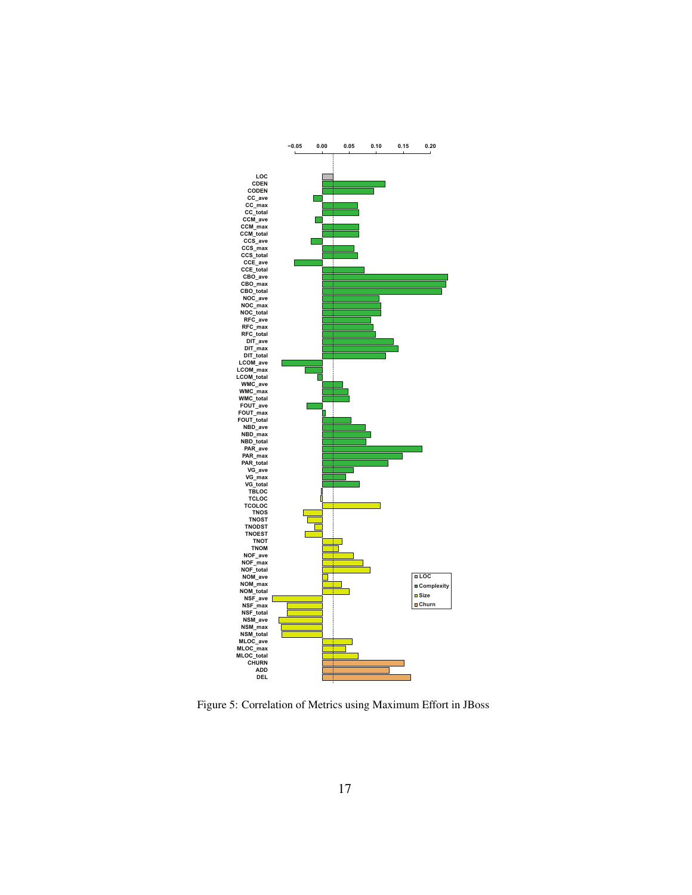Figure 5: Correlation of Metrics using Maximum Effort in JBoss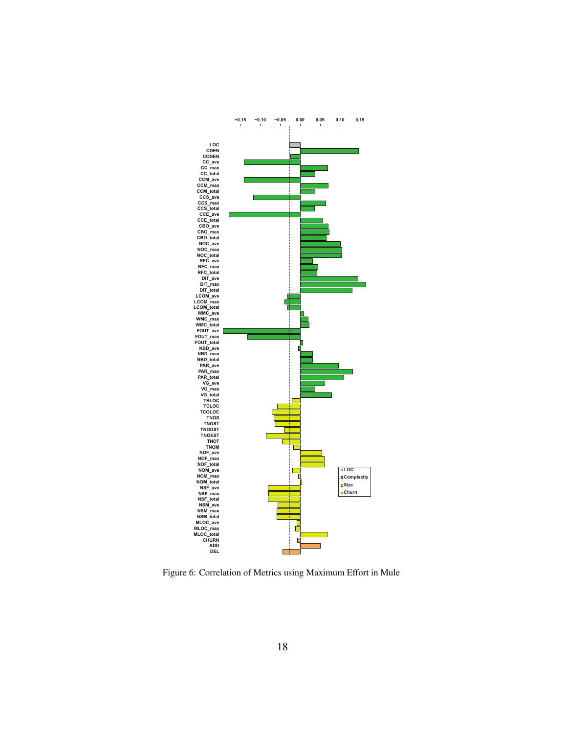Figure 6: Correlation of Metrics using Maximum Effort in Mule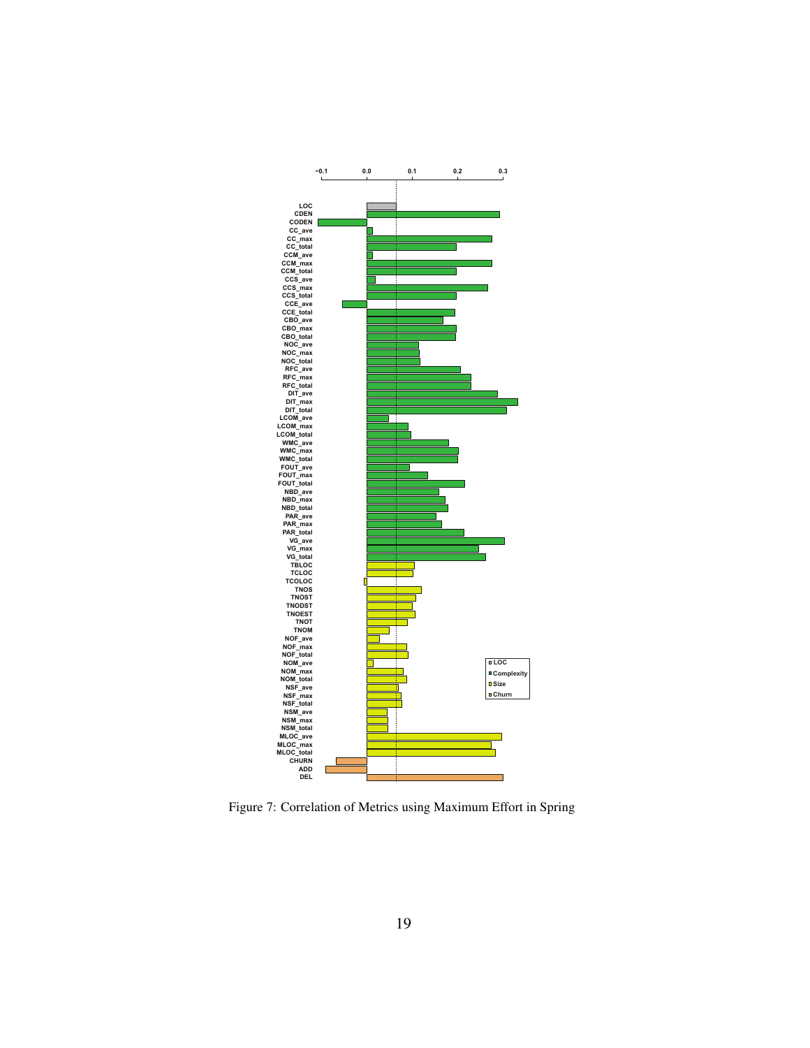Figure 7: Correlation of Metrics using Maximum Effort in Spring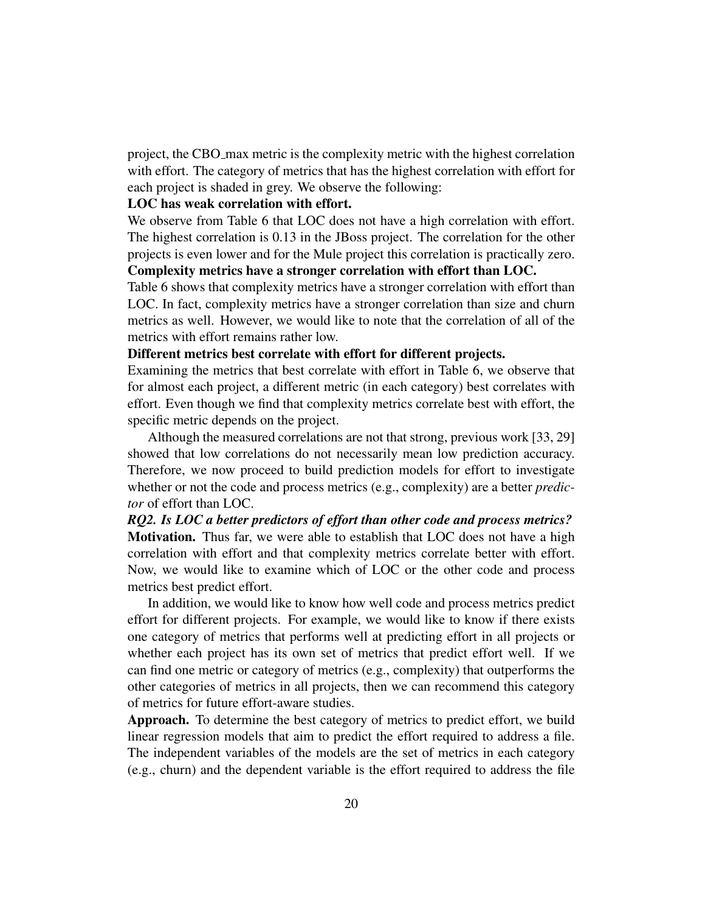project, the CBO_max metric is the complexity metric with the highest correlation with effort. The category of metrics that has the highest correlation with effort for each project is shaded in grey. We observe the following:

**LOC has weak correlation with effort.**

We observe from Table 6 that LOC does not have a high correlation with effort. The highest correlation is 0.13 in the JBoss project. The correlation for the other projects is even lower and for the Mule project this correlation is practically zero.

**Complexity metrics have a stronger correlation with effort than LOC.**

Table 6 shows that complexity metrics have a stronger correlation with effort than LOC. In fact, complexity metrics have a stronger correlation than size and churn metrics as well. However, we would like to note that the correlation of all of the metrics with effort remains rather low.

**Different metrics best correlate with effort for different projects.**

Examining the metrics that best correlate with effort in Table 6, we observe that for almost each project, a different metric (in each category) best correlates with effort. Even though we find that complexity metrics correlate best with effort, the specific metric depends on the project.

Although the measured correlations are not that strong, previous work [33, 29] showed that low correlations do not necessarily mean low prediction accuracy. Therefore, we now proceed to build prediction models for effort to investigate whether or not the code and process metrics (e.g., complexity) are a better *predictor* of effort than LOC.

***RQ2. Is LOC a better predictors of effort than other code and process metrics?***

**Motivation.** Thus far, we were able to establish that LOC does not have a high correlation with effort and that complexity metrics correlate better with effort. Now, we would like to examine which of LOC or the other code and process metrics best predict effort.

In addition, we would like to know how well code and process metrics predict effort for different projects. For example, we would like to know if there exists one category of metrics that performs well at predicting effort in all projects or whether each project has its own set of metrics that predict effort well. If we can find one metric or category of metrics (e.g., complexity) that outperforms the other categories of metrics in all projects, then we can recommend this category of metrics for future effort-aware studies.

**Approach.** To determine the best category of metrics to predict effort, we build linear regression models that aim to predict the effort required to address a file. The independent variables of the models are the set of metrics in each category (e.g., churn) and the dependent variable is the effort required to address the file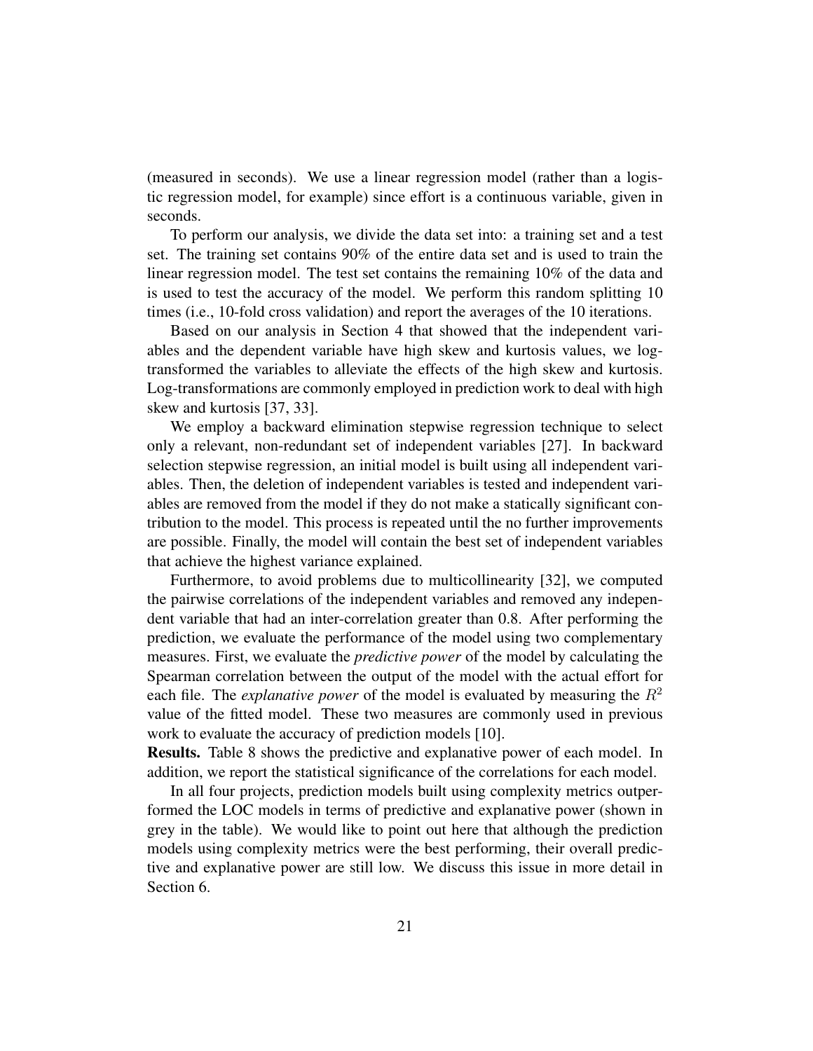(measured in seconds). We use a linear regression model (rather than a logistic regression model, for example) since effort is a continuous variable, given in seconds.

To perform our analysis, we divide the data set into: a training set and a test set. The training set contains 90% of the entire data set and is used to train the linear regression model. The test set contains the remaining 10% of the data and is used to test the accuracy of the model. We perform this random splitting 10 times (i.e., 10-fold cross validation) and report the averages of the 10 iterations.

Based on our analysis in Section 4 that showed that the independent variables and the dependent variable have high skew and kurtosis values, we log-transformed the variables to alleviate the effects of the high skew and kurtosis. Log-transformations are commonly employed in prediction work to deal with high skew and kurtosis [37, 33].

We employ a backward elimination stepwise regression technique to select only a relevant, non-redundant set of independent variables [27]. In backward selection stepwise regression, an initial model is built using all independent variables. Then, the deletion of independent variables is tested and independent variables are removed from the model if they do not make a statically significant contribution to the model. This process is repeated until the no further improvements are possible. Finally, the model will contain the best set of independent variables that achieve the highest variance explained.

Furthermore, to avoid problems due to multicollinearity [32], we computed the pairwise correlations of the independent variables and removed any independent variable that had an inter-correlation greater than 0.8. After performing the prediction, we evaluate the performance of the model using two complementary measures. First, we evaluate the *predictive power* of the model by calculating the Spearman correlation between the output of the model with the actual effort for each file. The *explanative power* of the model is evaluated by measuring the $R^2$ value of the fitted model. These two measures are commonly used in previous work to evaluate the accuracy of prediction models [10].

**Results.** Table 8 shows the predictive and explanative power of each model. In addition, we report the statistical significance of the correlations for each model.

In all four projects, prediction models built using complexity metrics outperformed the LOC models in terms of predictive and explanative power (shown in grey in the table). We would like to point out here that although the prediction models using complexity metrics were the best performing, their overall predictive and explanative power are still low. We discuss this issue in more detail in Section 6.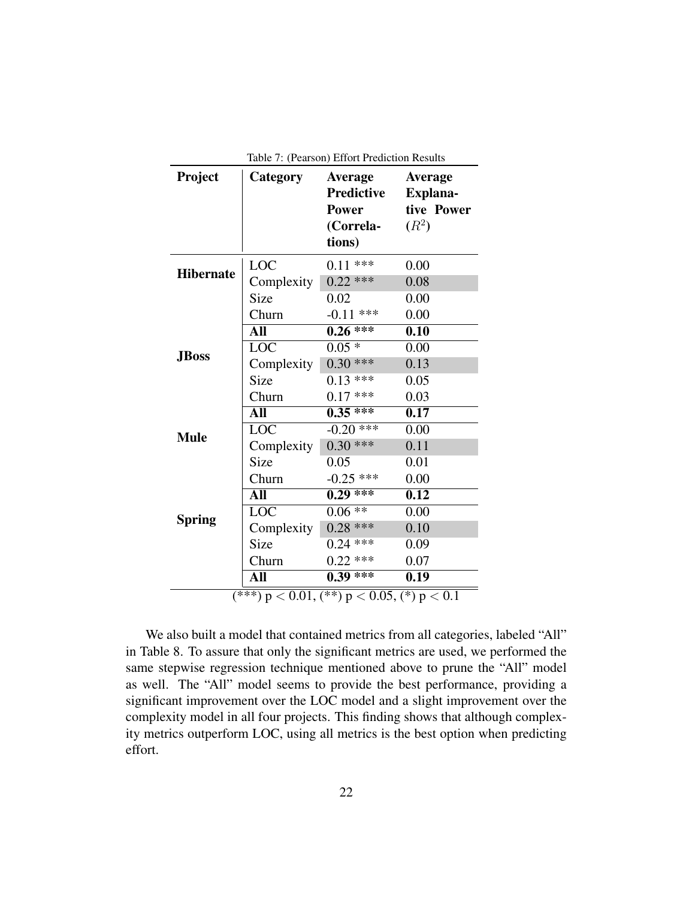Table 7: (Pearson) Effort Prediction Results

| Project | Category | Average Predictive Power (Correlations) | Average Explanative Power ($R^2$) |
|---|---|---|---|
| **Hibernate** | LOC | 0.11 *** | 0.00 |
| | Complexity | 0.22 *** | 0.08 |
| | Size | 0.02 | 0.00 |
| | Churn | -0.11 *** | 0.00 |
| | **All** | **0.26 *** ** | **0.10** |
| **JBoss** | LOC | 0.05 * | 0.00 |
| | Complexity | 0.30 *** | 0.13 |
| | Size | 0.13 *** | 0.05 |
| | Churn | 0.17 *** | 0.03 |
| | **All** | **0.35 *** ** | **0.17** |
| **Mule** | LOC | -0.20 *** | 0.00 |
| | Complexity | 0.30 *** | 0.11 |
| | Size | 0.05 | 0.01 |
| | Churn | -0.25 *** | 0.00 |
| | **All** | **0.29 *** ** | **0.12** |
| **Spring** | LOC | 0.06 ** | 0.00 |
| | Complexity | 0.28 *** | 0.10 |
| | Size | 0.24 *** | 0.09 |
| | Churn | 0.22 *** | 0.07 |
| | **All** | **0.39 *** ** | **0.19** |

(***) $p < 0.01$, (**) $p < 0.05$, (*) $p < 0.1$

We also built a model that contained metrics from all categories, labeled "All" in Table 8. To assure that only the significant metrics are used, we performed the same stepwise regression technique mentioned above to prune the "All" model as well. The "All" model seems to provide the best performance, providing a significant improvement over the LOC model and a slight improvement over the complexity model in all four projects. This finding shows that although complexity metrics outperform LOC, using all metrics is the best option when predicting effort.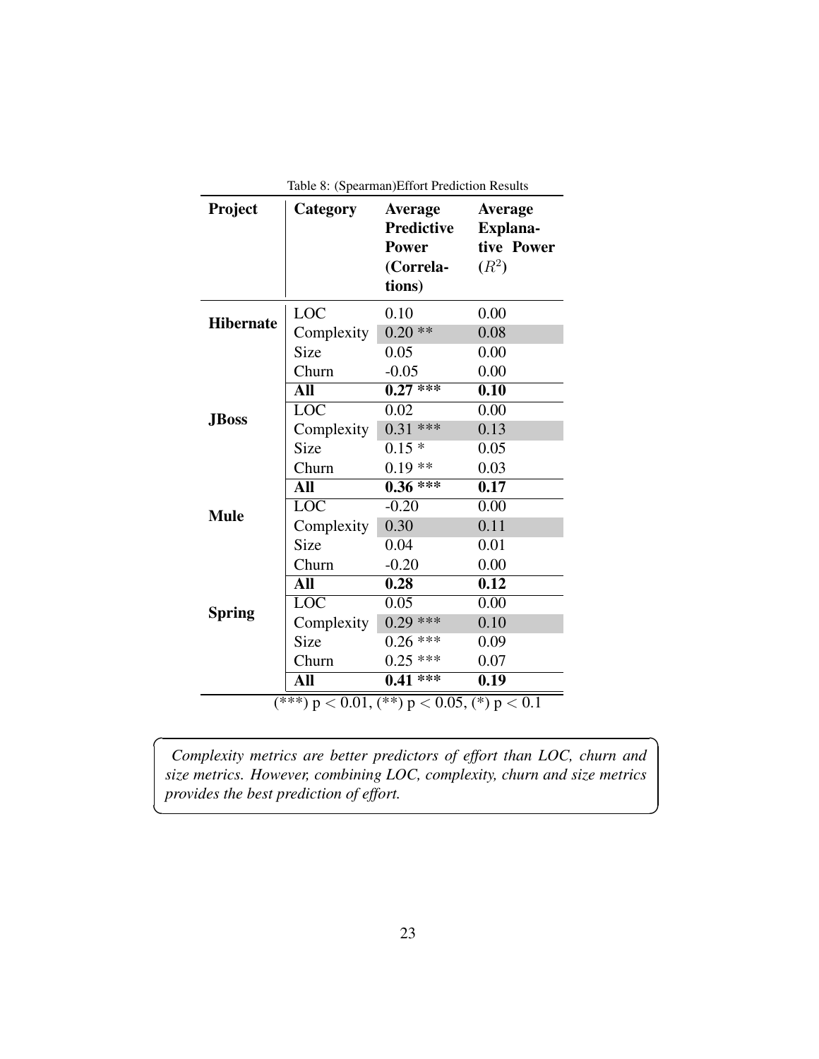Table 8: (Spearman)Effort Prediction Results

| Project | Category | Average Predictive Power (Correlations) | Average Explanative Power ($R^2$) |
|---|---|---|---|
| **Hibernate** | LOC | 0.10 | 0.00 |
| | Complexity | 0.20 ** | 0.08 |
| | Size | 0.05 | 0.00 |
| | Churn | -0.05 | 0.00 |
| | **All** | **0.27 *** ** | **0.10** |
| **JBoss** | LOC | 0.02 | 0.00 |
| | Complexity | 0.31 *** | 0.13 |
| | Size | 0.15 * | 0.05 |
| | Churn | 0.19 ** | 0.03 |
| | **All** | **0.36 *** ** | **0.17** |
| **Mule** | LOC | -0.20 | 0.00 |
| | Complexity | 0.30 | 0.11 |
| | Size | 0.04 | 0.01 |
| | Churn | -0.20 | 0.00 |
| | **All** | **0.28** | **0.12** |
| **Spring** | LOC | 0.05 | 0.00 |
| | Complexity | 0.29 *** | 0.10 |
| | Size | 0.26 *** | 0.09 |
| | Churn | 0.25 *** | 0.07 |
| | **All** | **0.41 *** ** | **0.19** |

(***) $p < 0.01$, (**) $p < 0.05$, (*) $p < 0.1$

*Complexity metrics are better predictors of effort than LOC, churn and size metrics. However, combining LOC, complexity, churn and size metrics provides the best prediction of effort.*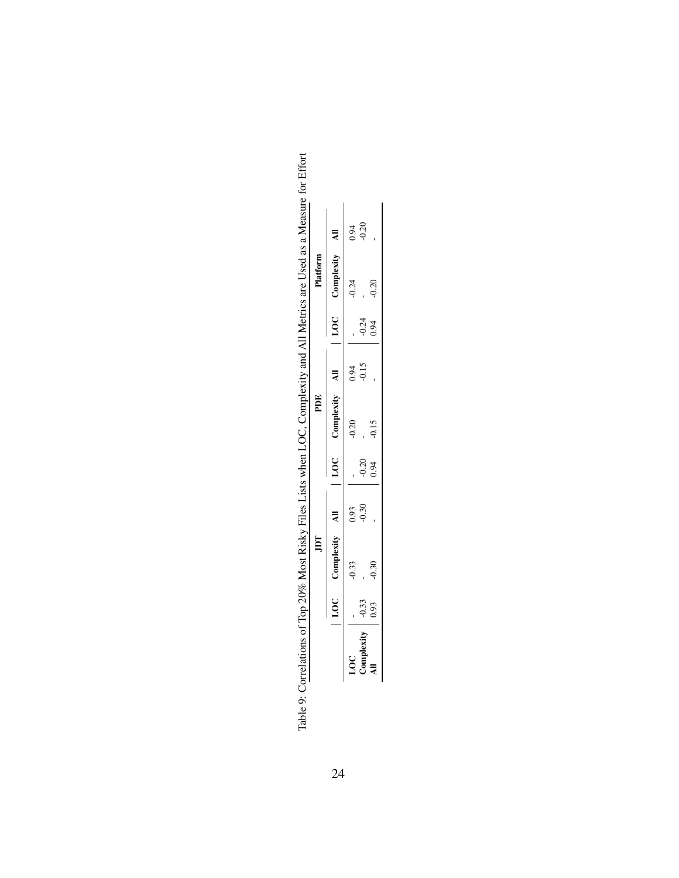Table 9: Correlations of Top 20% Most Risky Files Lists when LOC, Complexity and All Metrics are Used as a Measure for Effort

| | JDT | | | PDE | | | Platform | | |
|---|---|---|---|---|---|---|---|---|---|
| | LOC | Complexity | All | LOC | Complexity | All | LOC | Complexity | All |
| **LOC** | - | -0.33 | 0.93 | - | -0.20 | 0.94 | - | -0.24 | 0.94 |
| **Complexity** | -0.33 | - | -0.30 | -0.20 | - | -0.15 | -0.24 | - | -0.20 |
| **All** | 0.93 | -0.30 | - | 0.94 | -0.15 | - | 0.94 | -0.20 | - |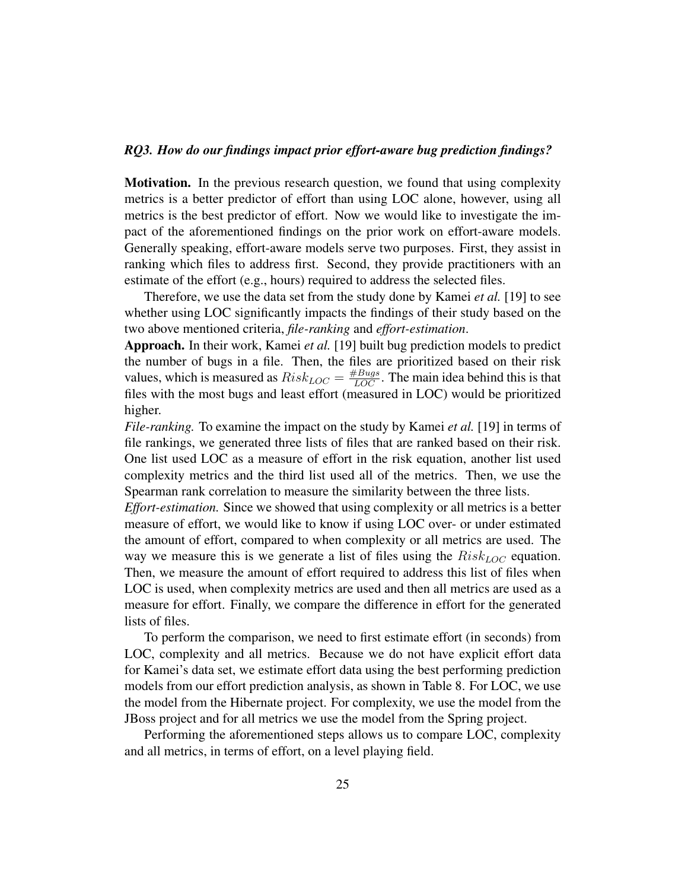*RQ3. How do our findings impact prior effort-aware bug prediction findings?*

**Motivation.** In the previous research question, we found that using complexity metrics is a better predictor of effort than using LOC alone, however, using all metrics is the best predictor of effort. Now we would like to investigate the impact of the aforementioned findings on the prior work on effort-aware models. Generally speaking, effort-aware models serve two purposes. First, they assist in ranking which files to address first. Second, they provide practitioners with an estimate of the effort (e.g., hours) required to address the selected files.

Therefore, we use the data set from the study done by Kamei *et al.* [19] to see whether using LOC significantly impacts the findings of their study based on the two above mentioned criteria, *file-ranking* and *effort-estimation*.

**Approach.** In their work, Kamei *et al.* [19] built bug prediction models to predict the number of bugs in a file. Then, the files are prioritized based on their risk values, which is measured as $Risk_{LOC} = \frac{\#Bugs}{LOC}$. The main idea behind this is that files with the most bugs and least effort (measured in LOC) would be prioritized higher.

*File-ranking.* To examine the impact on the study by Kamei *et al.* [19] in terms of file rankings, we generated three lists of files that are ranked based on their risk. One list used LOC as a measure of effort in the risk equation, another list used complexity metrics and the third list used all of the metrics. Then, we use the Spearman rank correlation to measure the similarity between the three lists.

*Effort-estimation.* Since we showed that using complexity or all metrics is a better measure of effort, we would like to know if using LOC over- or under estimated the amount of effort, compared to when complexity or all metrics are used. The way we measure this is we generate a list of files using the $Risk_{LOC}$ equation. Then, we measure the amount of effort required to address this list of files when LOC is used, when complexity metrics are used and then all metrics are used as a measure for effort. Finally, we compare the difference in effort for the generated lists of files.

To perform the comparison, we need to first estimate effort (in seconds) from LOC, complexity and all metrics. Because we do not have explicit effort data for Kamei's data set, we estimate effort data using the best performing prediction models from our effort prediction analysis, as shown in Table 8. For LOC, we use the model from the Hibernate project. For complexity, we use the model from the JBoss project and for all metrics we use the model from the Spring project.

Performing the aforementioned steps allows us to compare LOC, complexity and all metrics, in terms of effort, on a level playing field.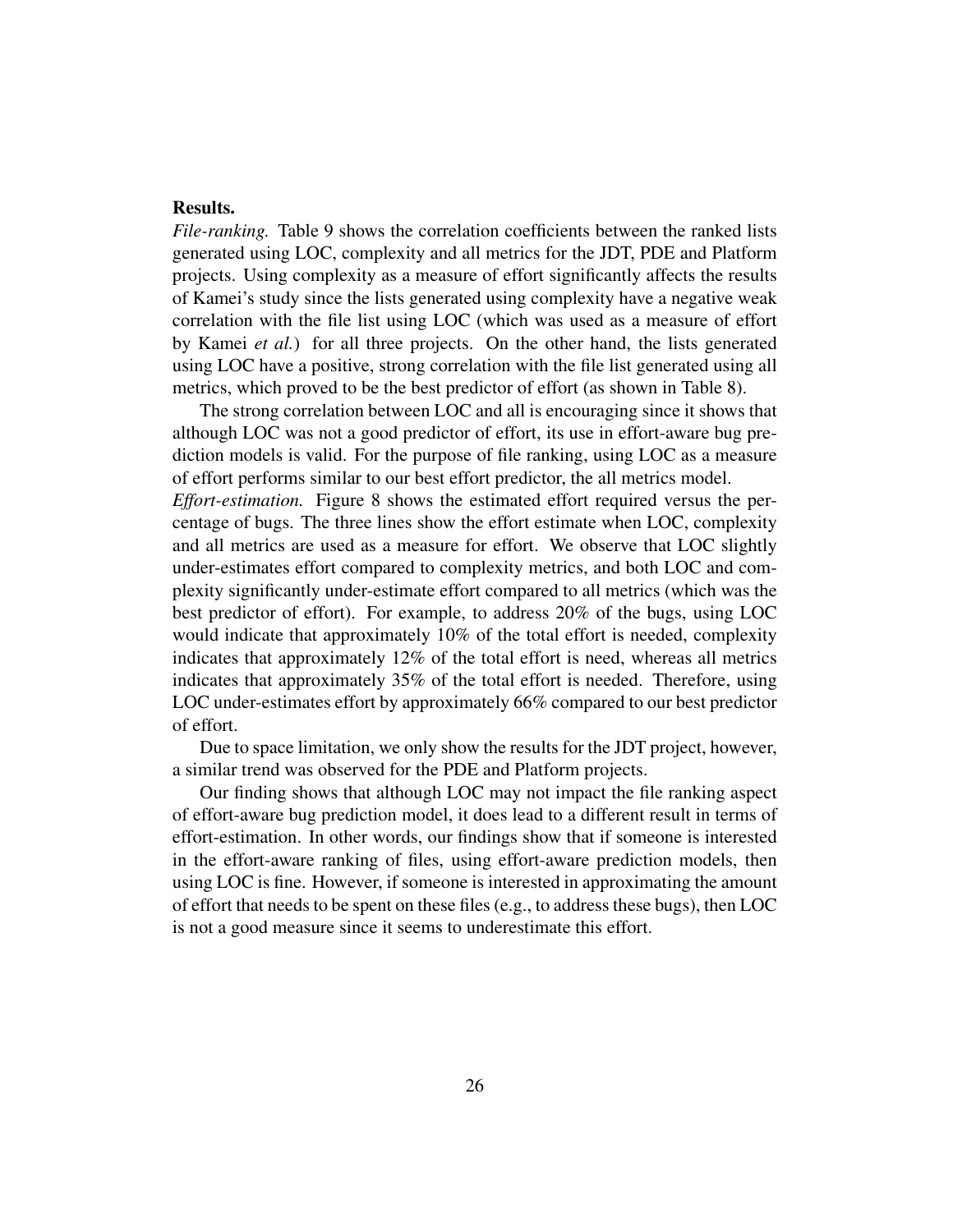**Results.**

*File-ranking.* Table 9 shows the correlation coefficients between the ranked lists generated using LOC, complexity and all metrics for the JDT, PDE and Platform projects. Using complexity as a measure of effort significantly affects the results of Kamei's study since the lists generated using complexity have a negative weak correlation with the file list using LOC (which was used as a measure of effort by Kamei *et al.*) for all three projects. On the other hand, the lists generated using LOC have a positive, strong correlation with the file list generated using all metrics, which proved to be the best predictor of effort (as shown in Table 8).

The strong correlation between LOC and all is encouraging since it shows that although LOC was not a good predictor of effort, its use in effort-aware bug prediction models is valid. For the purpose of file ranking, using LOC as a measure of effort performs similar to our best effort predictor, the all metrics model.

*Effort-estimation.* Figure 8 shows the estimated effort required versus the percentage of bugs. The three lines show the effort estimate when LOC, complexity and all metrics are used as a measure for effort. We observe that LOC slightly under-estimates effort compared to complexity metrics, and both LOC and complexity significantly under-estimate effort compared to all metrics (which was the best predictor of effort). For example, to address 20% of the bugs, using LOC would indicate that approximately 10% of the total effort is needed, complexity indicates that approximately 12% of the total effort is need, whereas all metrics indicates that approximately 35% of the total effort is needed. Therefore, using LOC under-estimates effort by approximately 66% compared to our best predictor of effort.

Due to space limitation, we only show the results for the JDT project, however, a similar trend was observed for the PDE and Platform projects.

Our finding shows that although LOC may not impact the file ranking aspect of effort-aware bug prediction model, it does lead to a different result in terms of effort-estimation. In other words, our findings show that if someone is interested in the effort-aware ranking of files, using effort-aware prediction models, then using LOC is fine. However, if someone is interested in approximating the amount of effort that needs to be spent on these files (e.g., to address these bugs), then LOC is not a good measure since it seems to underestimate this effort.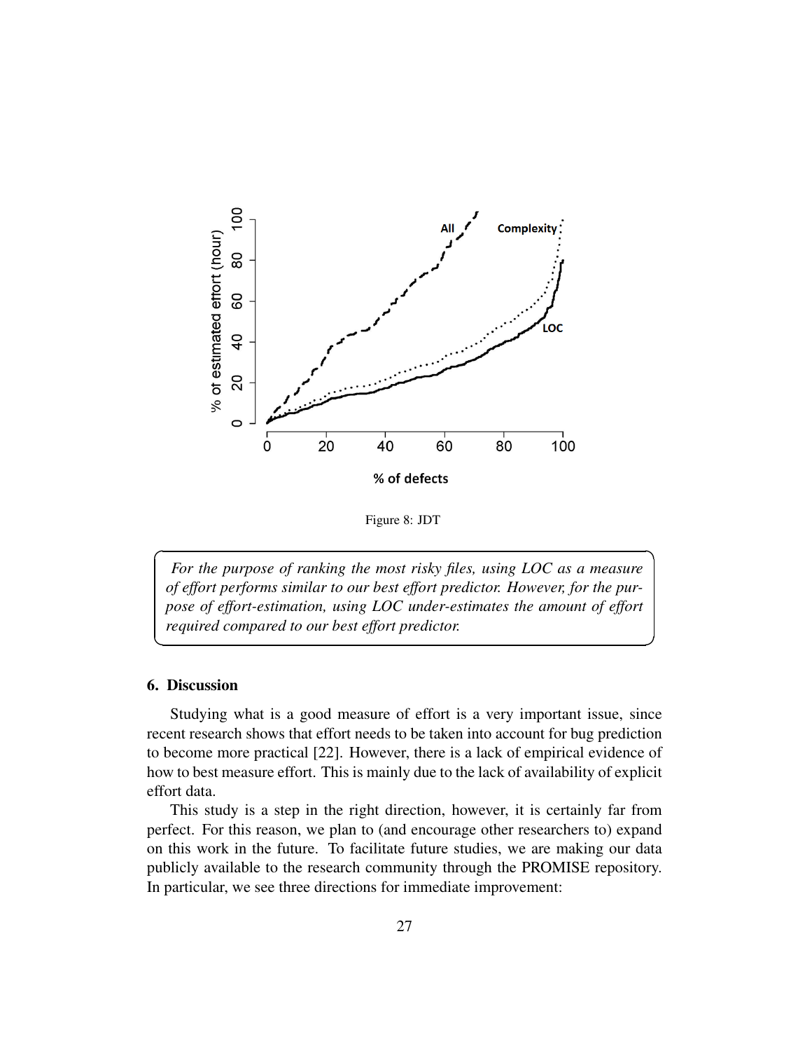Figure 8: JDT

*For the purpose of ranking the most risky files, using LOC as a measure of effort performs similar to our best effort predictor. However, for the purpose of effort-estimation, using LOC under-estimates the amount of effort required compared to our best effort predictor.*

## 6. Discussion

Studying what is a good measure of effort is a very important issue, since recent research shows that effort needs to be taken into account for bug prediction to become more practical [22]. However, there is a lack of empirical evidence of how to best measure effort. This is mainly due to the lack of availability of explicit effort data.

This study is a step in the right direction, however, it is certainly far from perfect. For this reason, we plan to (and encourage other researchers to) expand on this work in the future. To facilitate future studies, we are making our data publicly available to the research community through the PROMISE repository. In particular, we see three directions for immediate improvement: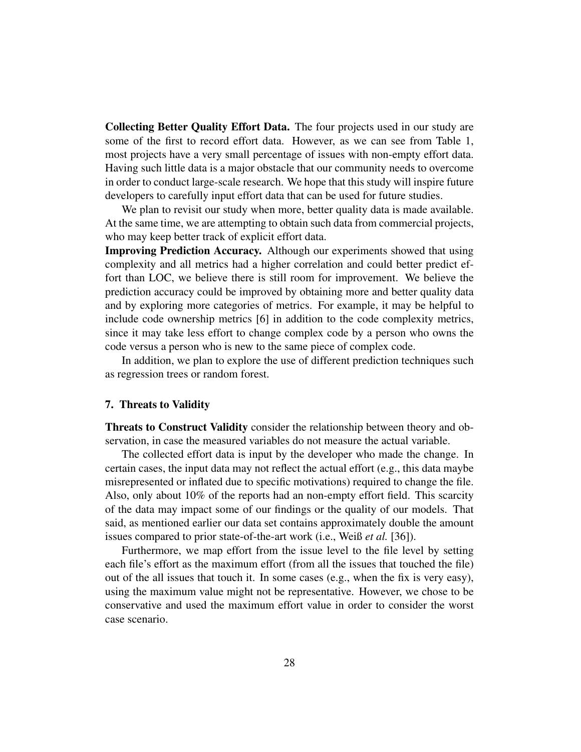**Collecting Better Quality Effort Data.** The four projects used in our study are some of the first to record effort data. However, as we can see from Table 1, most projects have a very small percentage of issues with non-empty effort data. Having such little data is a major obstacle that our community needs to overcome in order to conduct large-scale research. We hope that this study will inspire future developers to carefully input effort data that can be used for future studies.

We plan to revisit our study when more, better quality data is made available. At the same time, we are attempting to obtain such data from commercial projects, who may keep better track of explicit effort data.

**Improving Prediction Accuracy.** Although our experiments showed that using complexity and all metrics had a higher correlation and could better predict effort than LOC, we believe there is still room for improvement. We believe the prediction accuracy could be improved by obtaining more and better quality data and by exploring more categories of metrics. For example, it may be helpful to include code ownership metrics [6] in addition to the code complexity metrics, since it may take less effort to change complex code by a person who owns the code versus a person who is new to the same piece of complex code.

In addition, we plan to explore the use of different prediction techniques such as regression trees or random forest.

## 7. Threats to Validity

**Threats to Construct Validity** consider the relationship between theory and observation, in case the measured variables do not measure the actual variable.

The collected effort data is input by the developer who made the change. In certain cases, the input data may not reflect the actual effort (e.g., this data maybe misrepresented or inflated due to specific motivations) required to change the file. Also, only about 10% of the reports had an non-empty effort field. This scarcity of the data may impact some of our findings or the quality of our models. That said, as mentioned earlier our data set contains approximately double the amount issues compared to prior state-of-the-art work (i.e., Weiß *et al.* [36]).

Furthermore, we map effort from the issue level to the file level by setting each file's effort as the maximum effort (from all the issues that touched the file) out of the all issues that touch it. In some cases (e.g., when the fix is very easy), using the maximum value might not be representative. However, we chose to be conservative and used the maximum effort value in order to consider the worst case scenario.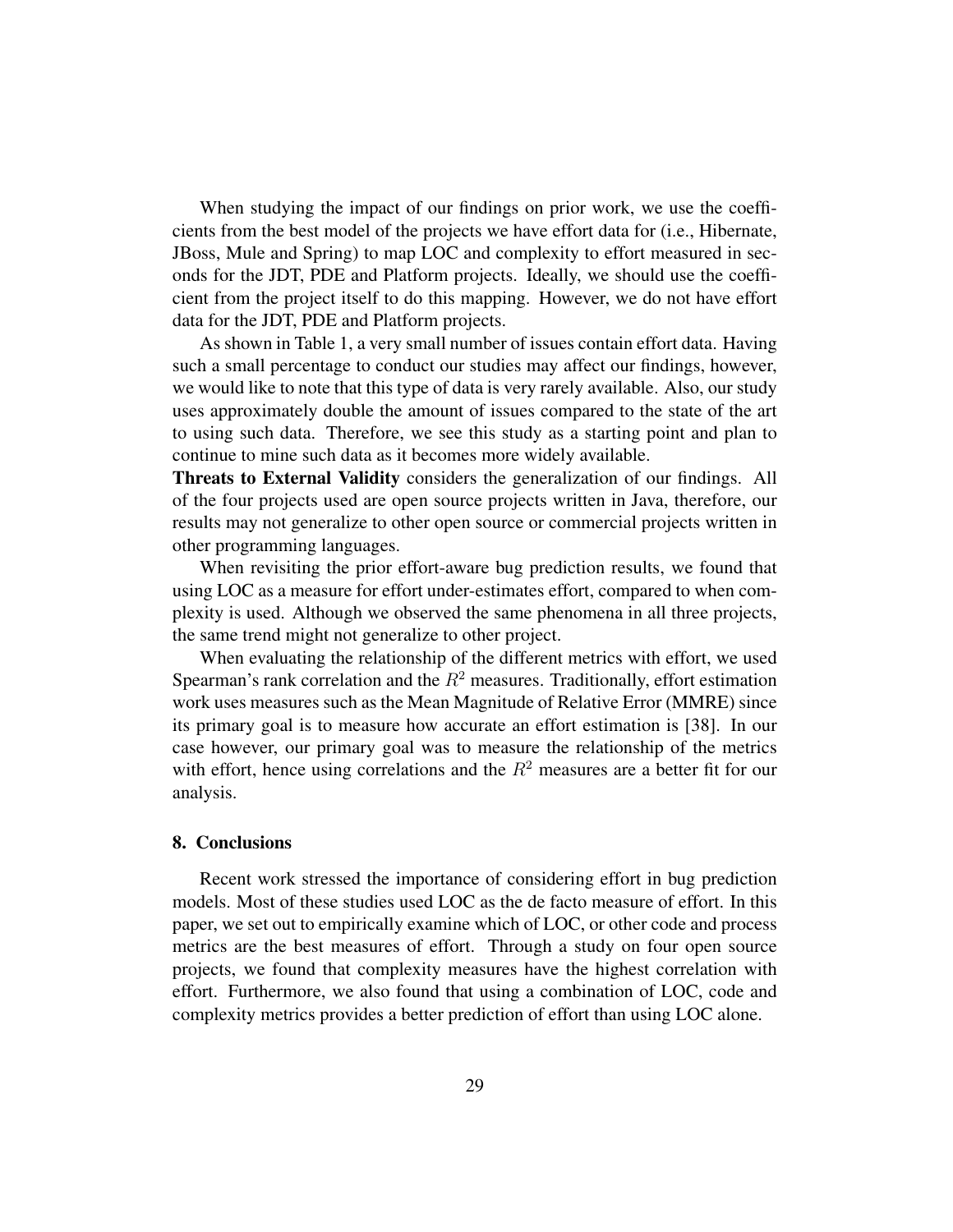When studying the impact of our findings on prior work, we use the coefficients from the best model of the projects we have effort data for (i.e., Hibernate, JBoss, Mule and Spring) to map LOC and complexity to effort measured in seconds for the JDT, PDE and Platform projects. Ideally, we should use the coefficient from the project itself to do this mapping. However, we do not have effort data for the JDT, PDE and Platform projects.

As shown in Table 1, a very small number of issues contain effort data. Having such a small percentage to conduct our studies may affect our findings, however, we would like to note that this type of data is very rarely available. Also, our study uses approximately double the amount of issues compared to the state of the art to using such data. Therefore, we see this study as a starting point and plan to continue to mine such data as it becomes more widely available.

**Threats to External Validity** considers the generalization of our findings. All of the four projects used are open source projects written in Java, therefore, our results may not generalize to other open source or commercial projects written in other programming languages.

When revisiting the prior effort-aware bug prediction results, we found that using LOC as a measure for effort under-estimates effort, compared to when complexity is used. Although we observed the same phenomena in all three projects, the same trend might not generalize to other project.

When evaluating the relationship of the different metrics with effort, we used Spearman's rank correlation and the $R^2$ measures. Traditionally, effort estimation work uses measures such as the Mean Magnitude of Relative Error (MMRE) since its primary goal is to measure how accurate an effort estimation is [38]. In our case however, our primary goal was to measure the relationship of the metrics with effort, hence using correlations and the $R^2$ measures are a better fit for our analysis.

## 8. Conclusions

Recent work stressed the importance of considering effort in bug prediction models. Most of these studies used LOC as the de facto measure of effort. In this paper, we set out to empirically examine which of LOC, or other code and process metrics are the best measures of effort. Through a study on four open source projects, we found that complexity measures have the highest correlation with effort. Furthermore, we also found that using a combination of LOC, code and complexity metrics provides a better prediction of effort than using LOC alone.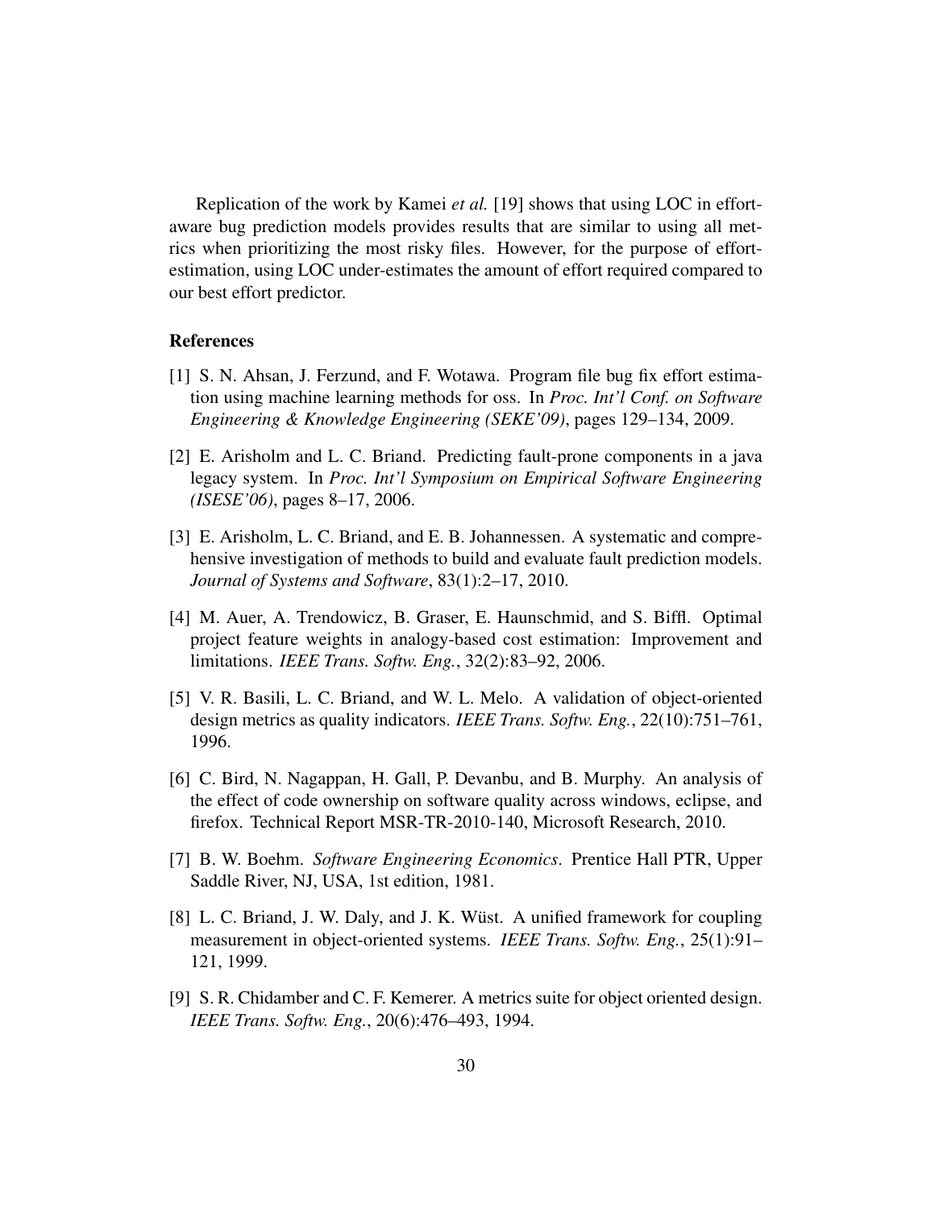Replication of the work by Kamei *et al.* [19] shows that using LOC in effort-aware bug prediction models provides results that are similar to using all metrics when prioritizing the most risky files. However, for the purpose of effort-estimation, using LOC under-estimates the amount of effort required compared to our best effort predictor.

## References

[1] S. N. Ahsan, J. Ferzund, and F. Wotawa. Program file bug fix effort estimation using machine learning methods for oss. In *Proc. Int'l Conf. on Software Engineering & Knowledge Engineering (SEKE'09)*, pages 129–134, 2009.

[2] E. Arisholm and L. C. Briand. Predicting fault-prone components in a java legacy system. In *Proc. Int'l Symposium on Empirical Software Engineering (ISESE'06)*, pages 8–17, 2006.

[3] E. Arisholm, L. C. Briand, and E. B. Johannessen. A systematic and comprehensive investigation of methods to build and evaluate fault prediction models. *Journal of Systems and Software*, 83(1):2–17, 2010.

[4] M. Auer, A. Trendowicz, B. Graser, E. Haunschmid, and S. Biffl. Optimal project feature weights in analogy-based cost estimation: Improvement and limitations. *IEEE Trans. Softw. Eng.*, 32(2):83–92, 2006.

[5] V. R. Basili, L. C. Briand, and W. L. Melo. A validation of object-oriented design metrics as quality indicators. *IEEE Trans. Softw. Eng.*, 22(10):751–761, 1996.

[6] C. Bird, N. Nagappan, H. Gall, P. Devanbu, and B. Murphy. An analysis of the effect of code ownership on software quality across windows, eclipse, and firefox. Technical Report MSR-TR-2010-140, Microsoft Research, 2010.

[7] B. W. Boehm. *Software Engineering Economics*. Prentice Hall PTR, Upper Saddle River, NJ, USA, 1st edition, 1981.

[8] L. C. Briand, J. W. Daly, and J. K. Wüst. A unified framework for coupling measurement in object-oriented systems. *IEEE Trans. Softw. Eng.*, 25(1):91–121, 1999.

[9] S. R. Chidamber and C. F. Kemerer. A metrics suite for object oriented design. *IEEE Trans. Softw. Eng.*, 20(6):476–493, 1994.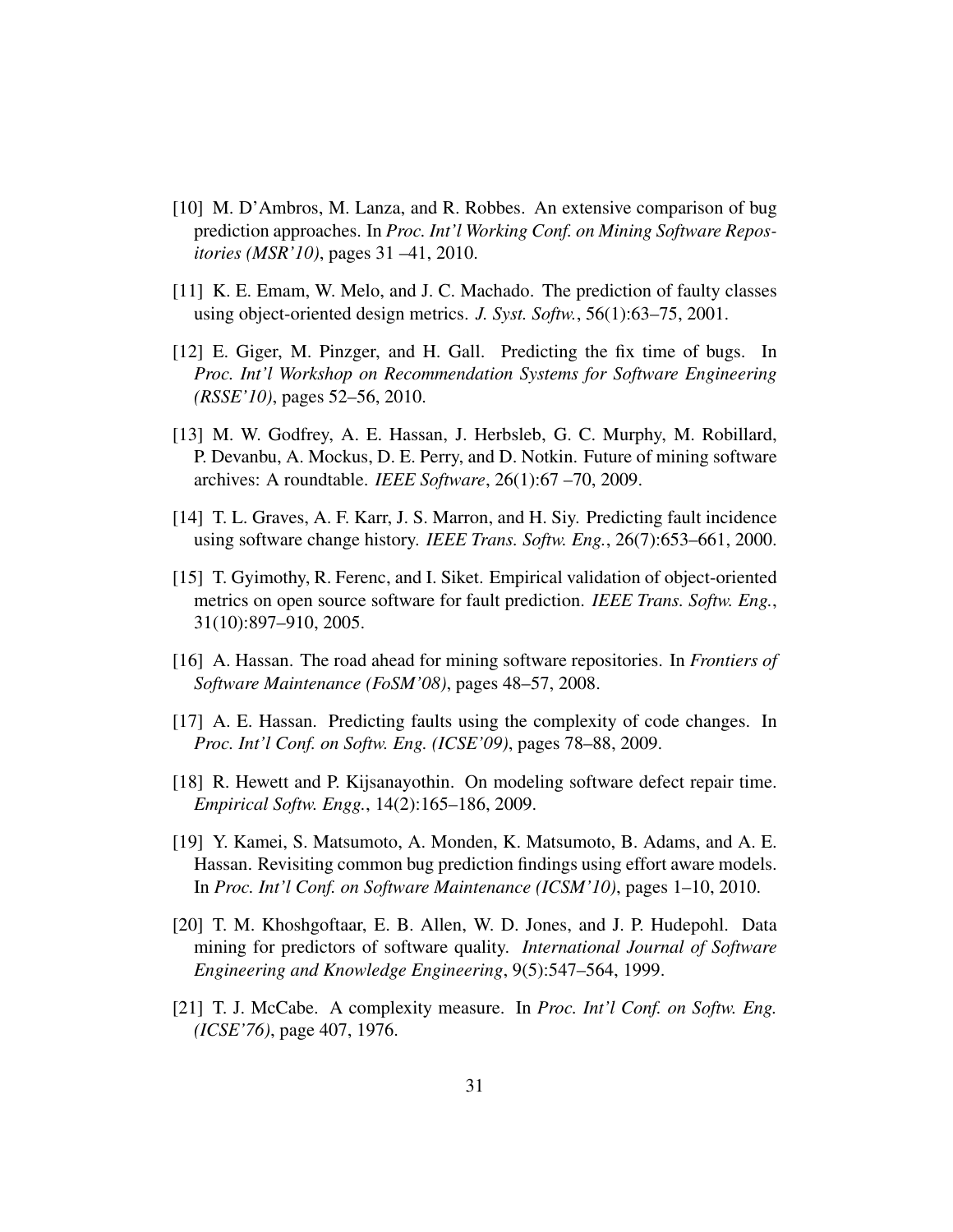[10] M. D'Ambros, M. Lanza, and R. Robbes. An extensive comparison of bug prediction approaches. In *Proc. Int'l Working Conf. on Mining Software Repositories (MSR'10)*, pages 31 –41, 2010.

[11] K. E. Emam, W. Melo, and J. C. Machado. The prediction of faulty classes using object-oriented design metrics. *J. Syst. Softw.*, 56(1):63–75, 2001.

[12] E. Giger, M. Pinzger, and H. Gall. Predicting the fix time of bugs. In *Proc. Int'l Workshop on Recommendation Systems for Software Engineering (RSSE'10)*, pages 52–56, 2010.

[13] M. W. Godfrey, A. E. Hassan, J. Herbsleb, G. C. Murphy, M. Robillard, P. Devanbu, A. Mockus, D. E. Perry, and D. Notkin. Future of mining software archives: A roundtable. *IEEE Software*, 26(1):67 –70, 2009.

[14] T. L. Graves, A. F. Karr, J. S. Marron, and H. Siy. Predicting fault incidence using software change history. *IEEE Trans. Softw. Eng.*, 26(7):653–661, 2000.

[15] T. Gyimothy, R. Ferenc, and I. Siket. Empirical validation of object-oriented metrics on open source software for fault prediction. *IEEE Trans. Softw. Eng.*, 31(10):897–910, 2005.

[16] A. Hassan. The road ahead for mining software repositories. In *Frontiers of Software Maintenance (FoSM'08)*, pages 48–57, 2008.

[17] A. E. Hassan. Predicting faults using the complexity of code changes. In *Proc. Int'l Conf. on Softw. Eng. (ICSE'09)*, pages 78–88, 2009.

[18] R. Hewett and P. Kijsanayothin. On modeling software defect repair time. *Empirical Softw. Engg.*, 14(2):165–186, 2009.

[19] Y. Kamei, S. Matsumoto, A. Monden, K. Matsumoto, B. Adams, and A. E. Hassan. Revisiting common bug prediction findings using effort aware models. In *Proc. Int'l Conf. on Software Maintenance (ICSM'10)*, pages 1–10, 2010.

[20] T. M. Khoshgoftaar, E. B. Allen, W. D. Jones, and J. P. Hudepohl. Data mining for predictors of software quality. *International Journal of Software Engineering and Knowledge Engineering*, 9(5):547–564, 1999.

[21] T. J. McCabe. A complexity measure. In *Proc. Int'l Conf. on Softw. Eng. (ICSE'76)*, page 407, 1976.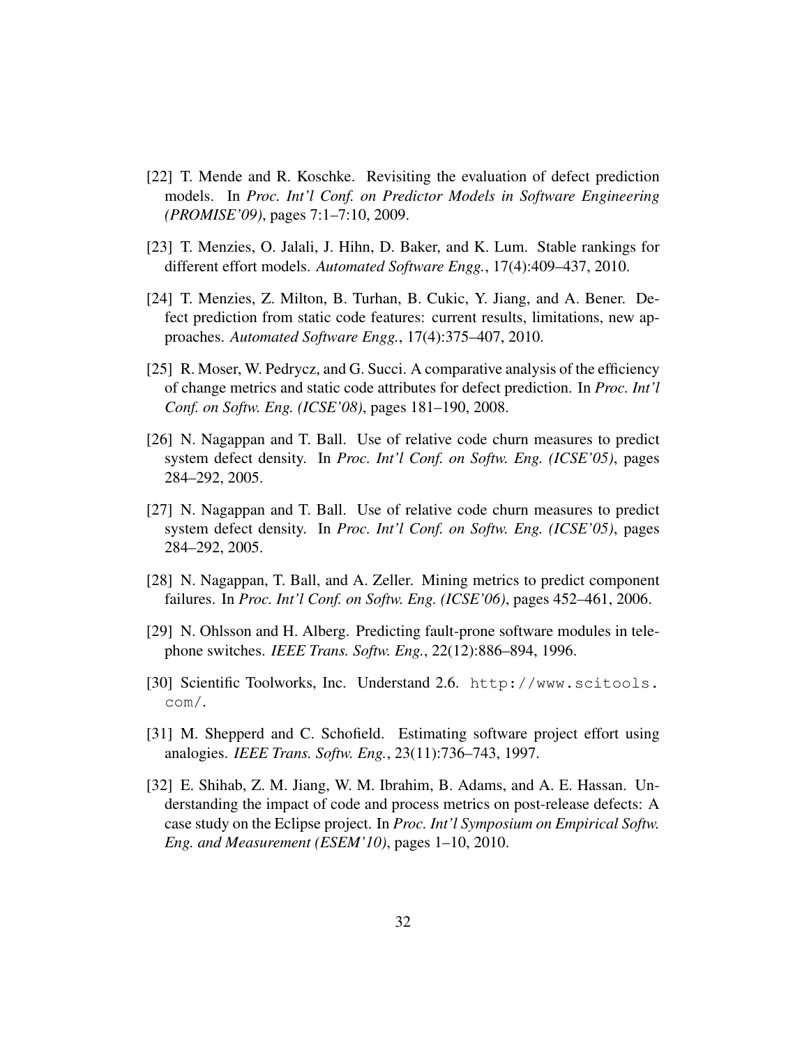[22] T. Mende and R. Koschke. Revisiting the evaluation of defect prediction models. In *Proc. Int'l Conf. on Predictor Models in Software Engineering (PROMISE'09)*, pages 7:1–7:10, 2009.

[23] T. Menzies, O. Jalali, J. Hihn, D. Baker, and K. Lum. Stable rankings for different effort models. *Automated Software Engg.*, 17(4):409–437, 2010.

[24] T. Menzies, Z. Milton, B. Turhan, B. Cukic, Y. Jiang, and A. Bener. Defect prediction from static code features: current results, limitations, new approaches. *Automated Software Engg.*, 17(4):375–407, 2010.

[25] R. Moser, W. Pedrycz, and G. Succi. A comparative analysis of the efficiency of change metrics and static code attributes for defect prediction. In *Proc. Int'l Conf. on Softw. Eng. (ICSE'08)*, pages 181–190, 2008.

[26] N. Nagappan and T. Ball. Use of relative code churn measures to predict system defect density. In *Proc. Int'l Conf. on Softw. Eng. (ICSE'05)*, pages 284–292, 2005.

[27] N. Nagappan and T. Ball. Use of relative code churn measures to predict system defect density. In *Proc. Int'l Conf. on Softw. Eng. (ICSE'05)*, pages 284–292, 2005.

[28] N. Nagappan, T. Ball, and A. Zeller. Mining metrics to predict component failures. In *Proc. Int'l Conf. on Softw. Eng. (ICSE'06)*, pages 452–461, 2006.

[29] N. Ohlsson and H. Alberg. Predicting fault-prone software modules in telephone switches. *IEEE Trans. Softw. Eng.*, 22(12):886–894, 1996.

[30] Scientific Toolworks, Inc. Understand 2.6. `http://www.scitools.com/`.

[31] M. Shepperd and C. Schofield. Estimating software project effort using analogies. *IEEE Trans. Softw. Eng.*, 23(11):736–743, 1997.

[32] E. Shihab, Z. M. Jiang, W. M. Ibrahim, B. Adams, and A. E. Hassan. Understanding the impact of code and process metrics on post-release defects: A case study on the Eclipse project. In *Proc. Int'l Symposium on Empirical Softw. Eng. and Measurement (ESEM'10)*, pages 1–10, 2010.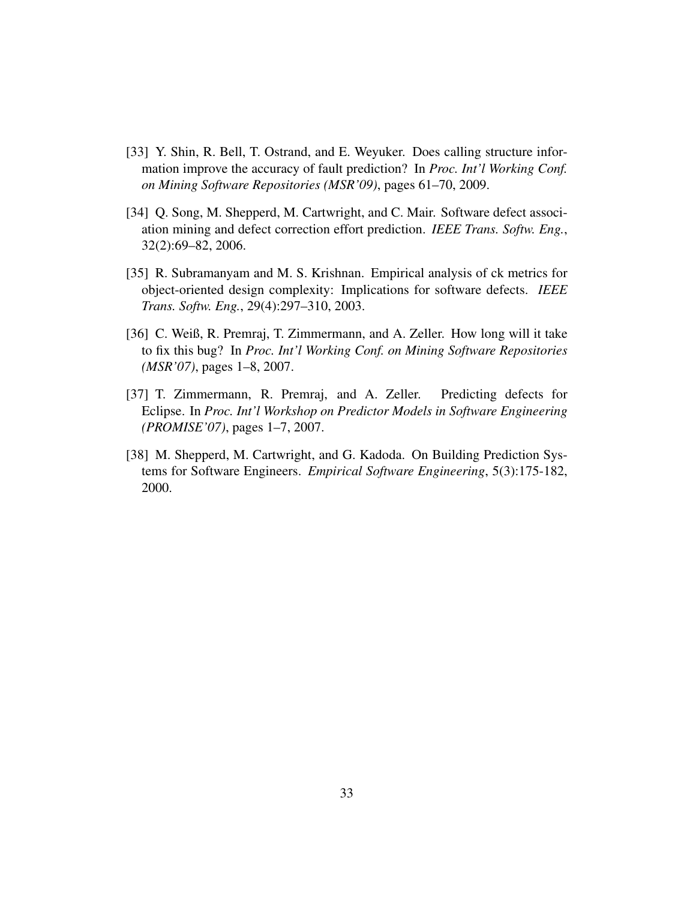[33] Y. Shin, R. Bell, T. Ostrand, and E. Weyuker. Does calling structure information improve the accuracy of fault prediction? In *Proc. Int'l Working Conf. on Mining Software Repositories (MSR'09)*, pages 61–70, 2009.

[34] Q. Song, M. Shepperd, M. Cartwright, and C. Mair. Software defect association mining and defect correction effort prediction. *IEEE Trans. Softw. Eng.*, 32(2):69–82, 2006.

[35] R. Subramanyam and M. S. Krishnan. Empirical analysis of ck metrics for object-oriented design complexity: Implications for software defects. *IEEE Trans. Softw. Eng.*, 29(4):297–310, 2003.

[36] C. Weiß, R. Premraj, T. Zimmermann, and A. Zeller. How long will it take to fix this bug? In *Proc. Int'l Working Conf. on Mining Software Repositories (MSR'07)*, pages 1–8, 2007.

[37] T. Zimmermann, R. Premraj, and A. Zeller. Predicting defects for Eclipse. In *Proc. Int'l Workshop on Predictor Models in Software Engineering (PROMISE'07)*, pages 1–7, 2007.

[38] M. Shepperd, M. Cartwright, and G. Kadoda. On Building Prediction Systems for Software Engineers. *Empirical Software Engineering*, 5(3):175-182, 2000.